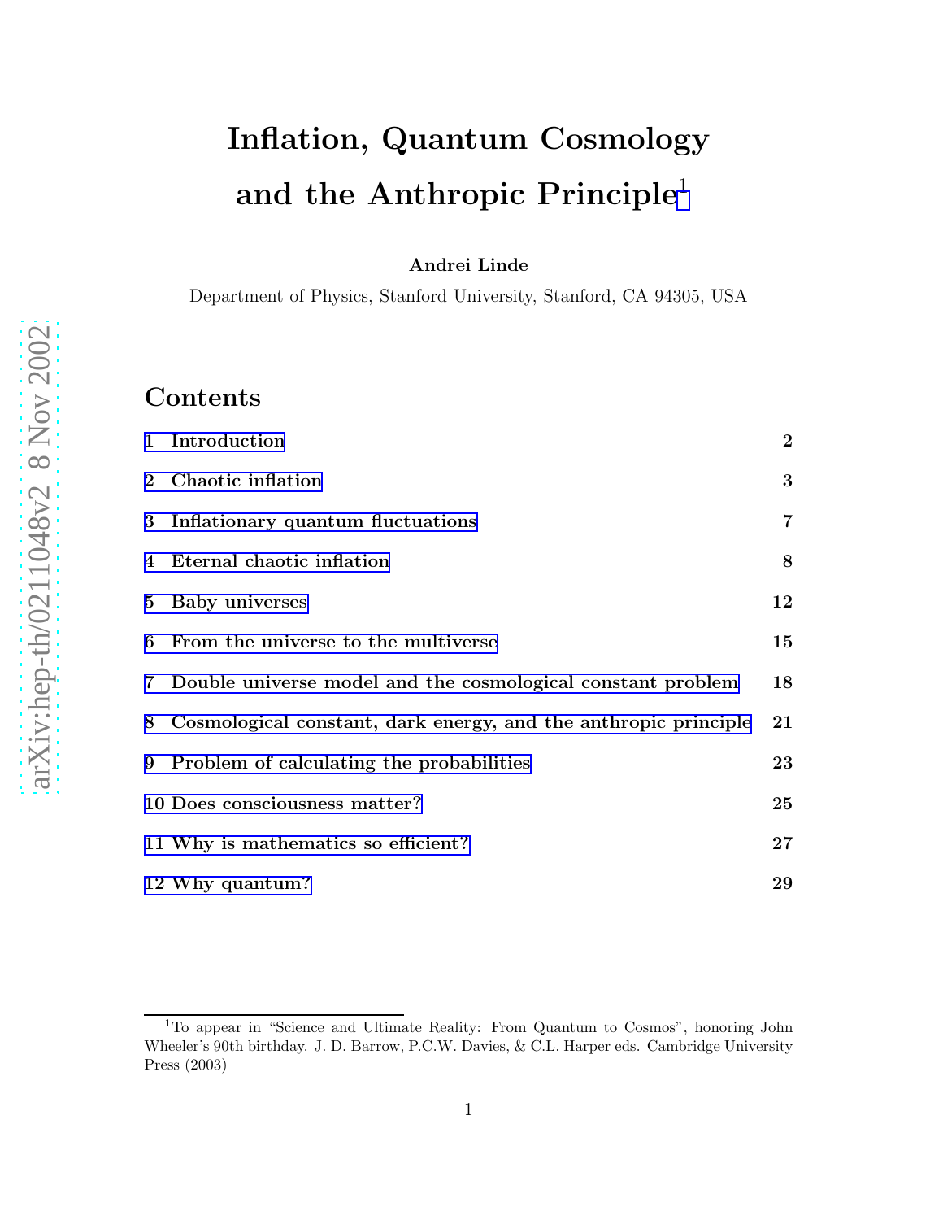# Inflation, Quantum Cosmology and the Anthropic Principle[1]

**Andrei Linde**

Department of Physics, Stanford University, Stanford, CA 94305, USA

arXiv:hep-th/0211048v2 8 Nov 2002

## Contents

| | |
|---|---|
| **1 Introduction** | **2** |
| **2 Chaotic inflation** | **3** |
| **3 Inflationary quantum fluctuations** | **7** |
| **4 Eternal chaotic inflation** | **8** |
| **5 Baby universes** | **12** |
| **6 From the universe to the multiverse** | **15** |
| **7 Double universe model and the cosmological constant problem** | **18** |
| **8 Cosmological constant, dark energy, and the anthropic principle** | **21** |
| **9 Problem of calculating the probabilities** | **23** |
| **10 Does consciousness matter?** | **25** |
| **11 Why is mathematics so efficient?** | **27** |
| **12 Why quantum?** | **29** |

[1] To appear in "Science and Ultimate Reality: From Quantum to Cosmos", honoring John Wheeler's 90th birthday. J. D. Barrow, P.C.W. Davies, & C.L. Harper eds. Cambridge University Press (2003)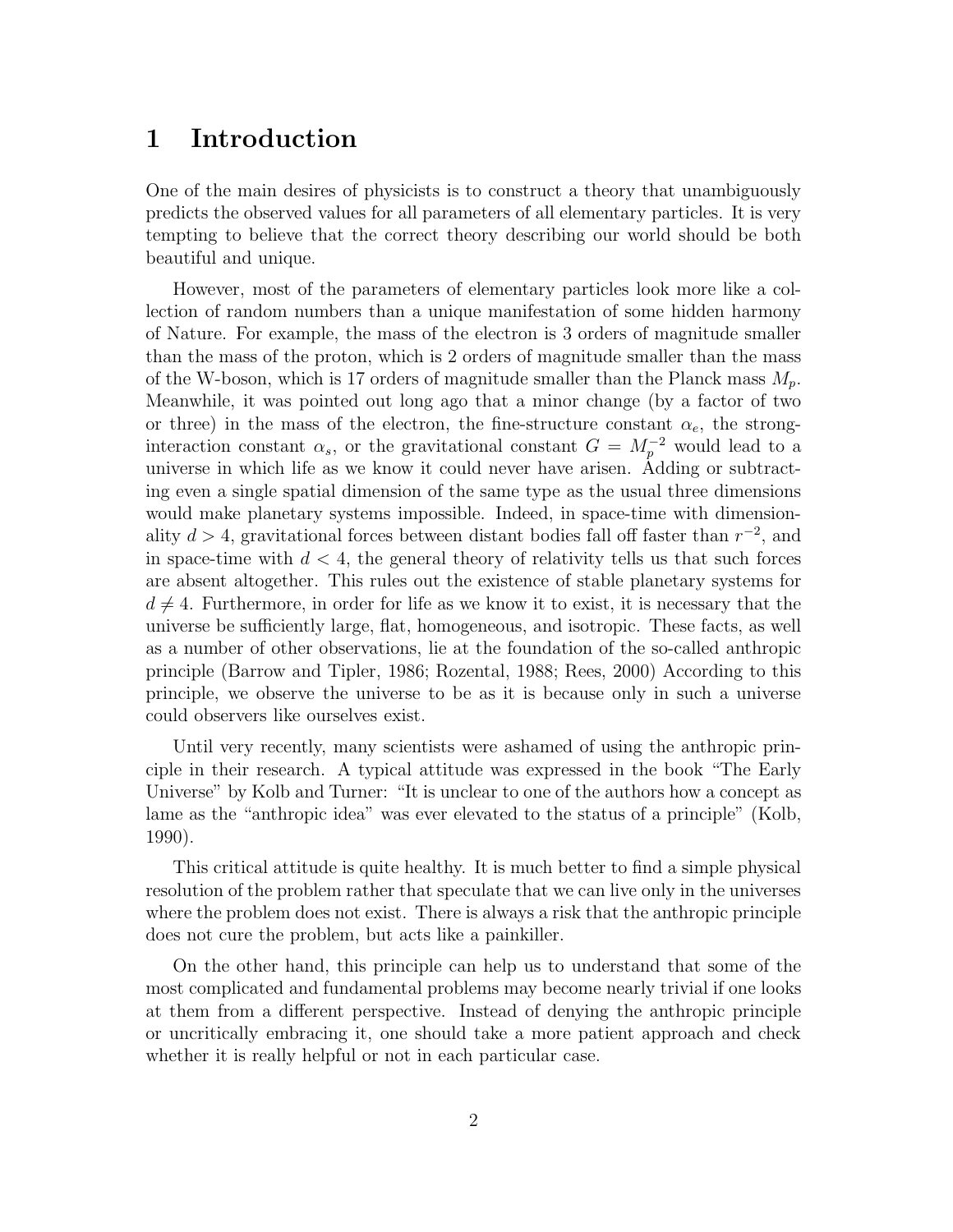# 1 Introduction

One of the main desires of physicists is to construct a theory that unambiguously predicts the observed values for all parameters of all elementary particles. It is very tempting to believe that the correct theory describing our world should be both beautiful and unique.

However, most of the parameters of elementary particles look more like a collection of random numbers than a unique manifestation of some hidden harmony of Nature. For example, the mass of the electron is 3 orders of magnitude smaller than the mass of the proton, which is 2 orders of magnitude smaller than the mass of the W-boson, which is 17 orders of magnitude smaller than the Planck mass $M_p$. Meanwhile, it was pointed out long ago that a minor change (by a factor of two or three) in the mass of the electron, the fine-structure constant $\alpha_e$, the strong-interaction constant $\alpha_s$, or the gravitational constant $G = M_p^{-2}$ would lead to a universe in which life as we know it could never have arisen. Adding or subtracting even a single spatial dimension of the same type as the usual three dimensions would make planetary systems impossible. Indeed, in space-time with dimensionality $d > 4$, gravitational forces between distant bodies fall off faster than $r^{-2}$, and in space-time with $d < 4$, the general theory of relativity tells us that such forces are absent altogether. This rules out the existence of stable planetary systems for $d \neq 4$. Furthermore, in order for life as we know it to exist, it is necessary that the universe be sufficiently large, flat, homogeneous, and isotropic. These facts, as well as a number of other observations, lie at the foundation of the so-called anthropic principle (Barrow and Tipler, 1986; Rozental, 1988; Rees, 2000) According to this principle, we observe the universe to be as it is because only in such a universe could observers like ourselves exist.

Until very recently, many scientists were ashamed of using the anthropic principle in their research. A typical attitude was expressed in the book "The Early Universe" by Kolb and Turner: "It is unclear to one of the authors how a concept as lame as the "anthropic idea" was ever elevated to the status of a principle" (Kolb, 1990).

This critical attitude is quite healthy. It is much better to find a simple physical resolution of the problem rather that speculate that we can live only in the universes where the problem does not exist. There is always a risk that the anthropic principle does not cure the problem, but acts like a painkiller.

On the other hand, this principle can help us to understand that some of the most complicated and fundamental problems may become nearly trivial if one looks at them from a different perspective. Instead of denying the anthropic principle or uncritically embracing it, one should take a more patient approach and check whether it is really helpful or not in each particular case.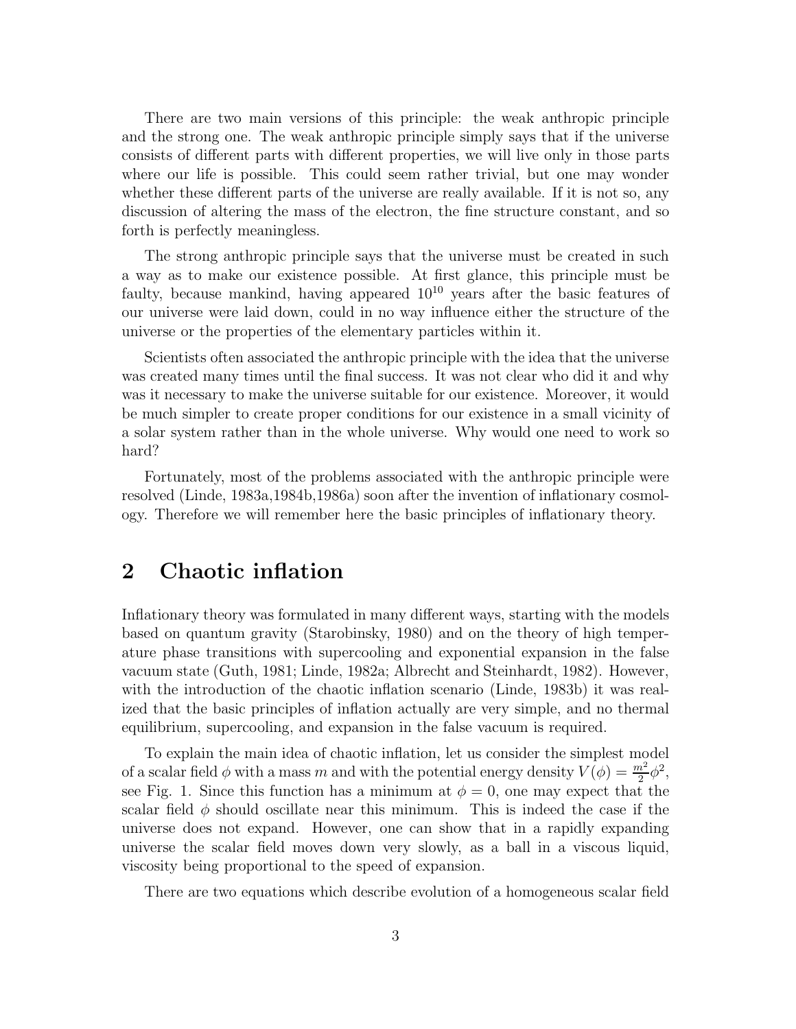There are two main versions of this principle: the weak anthropic principle and the strong one. The weak anthropic principle simply says that if the universe consists of different parts with different properties, we will live only in those parts where our life is possible. This could seem rather trivial, but one may wonder whether these different parts of the universe are really available. If it is not so, any discussion of altering the mass of the electron, the fine structure constant, and so forth is perfectly meaningless.

The strong anthropic principle says that the universe must be created in such a way as to make our existence possible. At first glance, this principle must be faulty, because mankind, having appeared $10^{10}$ years after the basic features of our universe were laid down, could in no way influence either the structure of the universe or the properties of the elementary particles within it.

Scientists often associated the anthropic principle with the idea that the universe was created many times until the final success. It was not clear who did it and why was it necessary to make the universe suitable for our existence. Moreover, it would be much simpler to create proper conditions for our existence in a small vicinity of a solar system rather than in the whole universe. Why would one need to work so hard?

Fortunately, most of the problems associated with the anthropic principle were resolved (Linde, 1983a,1984b,1986a) soon after the invention of inflationary cosmology. Therefore we will remember here the basic principles of inflationary theory.

## 2 Chaotic inflation

Inflationary theory was formulated in many different ways, starting with the models based on quantum gravity (Starobinsky, 1980) and on the theory of high temperature phase transitions with supercooling and exponential expansion in the false vacuum state (Guth, 1981; Linde, 1982a; Albrecht and Steinhardt, 1982). However, with the introduction of the chaotic inflation scenario (Linde, 1983b) it was realized that the basic principles of inflation actually are very simple, and no thermal equilibrium, supercooling, and expansion in the false vacuum is required.

To explain the main idea of chaotic inflation, let us consider the simplest model of a scalar field $\phi$ with a mass $m$ and with the potential energy density $V(\phi) = \frac{m^2}{2}\phi^2$, see Fig. 1. Since this function has a minimum at $\phi = 0$, one may expect that the scalar field $\phi$ should oscillate near this minimum. This is indeed the case if the universe does not expand. However, one can show that in a rapidly expanding universe the scalar field moves down very slowly, as a ball in a viscous liquid, viscosity being proportional to the speed of expansion.

There are two equations which describe evolution of a homogeneous scalar field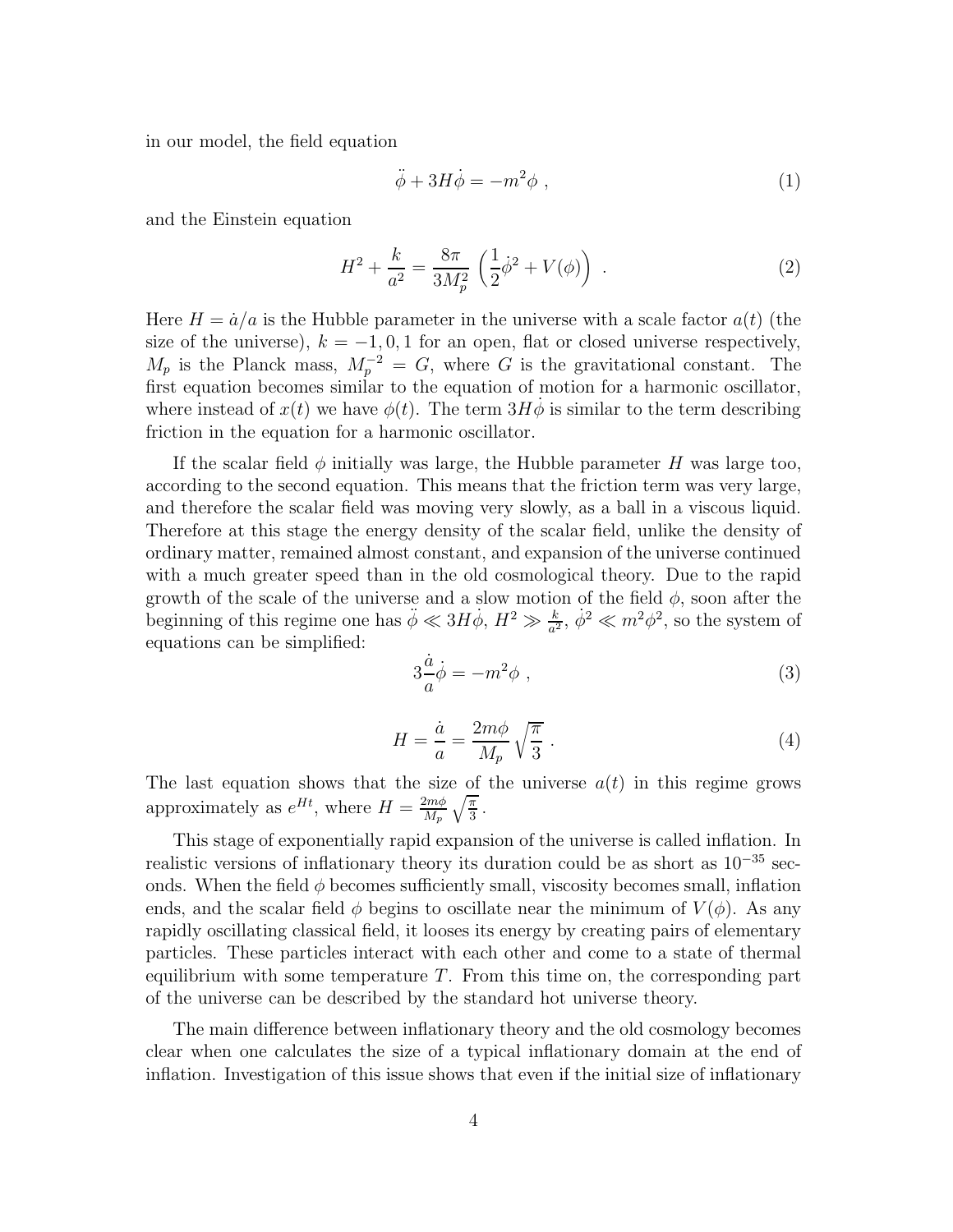in our model, the field equation

$$\ddot{\phi} + 3H\dot{\phi} = -m^2\phi \ , \tag{1}$$

and the Einstein equation

$$H^2 + \frac{k}{a^2} = \frac{8\pi}{3M_p^2}\left(\frac{1}{2}\dot{\phi}^2 + V(\phi)\right) \ . \tag{2}$$

Here $H = \dot{a}/a$ is the Hubble parameter in the universe with a scale factor $a(t)$ (the size of the universe), $k = -1, 0, 1$ for an open, flat or closed universe respectively, $M_p$ is the Planck mass, $M_p^{-2} = G$, where $G$ is the gravitational constant. The first equation becomes similar to the equation of motion for a harmonic oscillator, where instead of $x(t)$ we have $\phi(t)$. The term $3H\dot{\phi}$ is similar to the term describing friction in the equation for a harmonic oscillator.

If the scalar field $\phi$ initially was large, the Hubble parameter $H$ was large too, according to the second equation. This means that the friction term was very large, and therefore the scalar field was moving very slowly, as a ball in a viscous liquid. Therefore at this stage the energy density of the scalar field, unlike the density of ordinary matter, remained almost constant, and expansion of the universe continued with a much greater speed than in the old cosmological theory. Due to the rapid growth of the scale of the universe and a slow motion of the field $\phi$, soon after the beginning of this regime one has $\ddot{\phi} \ll 3H\dot{\phi}$, $H^2 \gg \frac{k}{a^2}$, $\dot{\phi}^2 \ll m^2\phi^2$, so the system of equations can be simplified:

$$3\frac{\dot{a}}{a}\dot{\phi} = -m^2\phi \ , \tag{3}$$

$$H = \frac{\dot{a}}{a} = \frac{2m\phi}{M_p}\sqrt{\frac{\pi}{3}} \ . \tag{4}$$

The last equation shows that the size of the universe $a(t)$ in this regime grows approximately as $e^{Ht}$, where $H = \frac{2m\phi}{M_p}\sqrt{\frac{\pi}{3}}$.

This stage of exponentially rapid expansion of the universe is called inflation. In realistic versions of inflationary theory its duration could be as short as $10^{-35}$ seconds. When the field $\phi$ becomes sufficiently small, viscosity becomes small, inflation ends, and the scalar field $\phi$ begins to oscillate near the minimum of $V(\phi)$. As any rapidly oscillating classical field, it looses its energy by creating pairs of elementary particles. These particles interact with each other and come to a state of thermal equilibrium with some temperature $T$. From this time on, the corresponding part of the universe can be described by the standard hot universe theory.

The main difference between inflationary theory and the old cosmology becomes clear when one calculates the size of a typical inflationary domain at the end of inflation. Investigation of this issue shows that even if the initial size of inflationary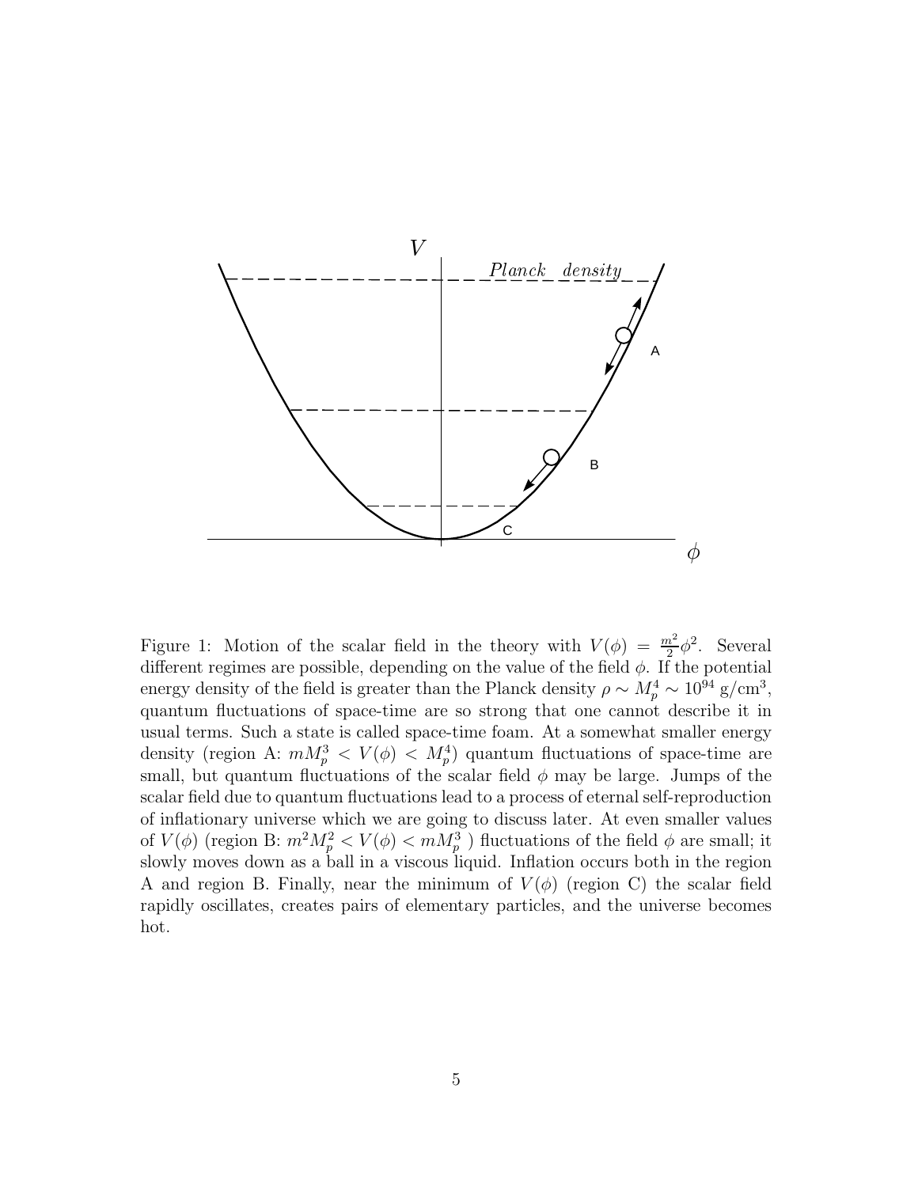Figure 1: Motion of the scalar field in the theory with $V(\phi) = \frac{m^2}{2}\phi^2$. Several different regimes are possible, depending on the value of the field $\phi$. If the potential energy density of the field is greater than the Planck density $\rho \sim M_p^4 \sim 10^{94}$ g/cm$^3$, quantum fluctuations of space-time are so strong that one cannot describe it in usual terms. Such a state is called space-time foam. At a somewhat smaller energy density (region A: $mM_p^3 < V(\phi) < M_p^4$) quantum fluctuations of space-time are small, but quantum fluctuations of the scalar field $\phi$ may be large. Jumps of the scalar field due to quantum fluctuations lead to a process of eternal self-reproduction of inflationary universe which we are going to discuss later. At even smaller values of $V(\phi)$ (region B: $m^2M_p^2 < V(\phi) < mM_p^3$ ) fluctuations of the field $\phi$ are small; it slowly moves down as a ball in a viscous liquid. Inflation occurs both in the region A and region B. Finally, near the minimum of $V(\phi)$ (region C) the scalar field rapidly oscillates, creates pairs of elementary particles, and the universe becomes hot.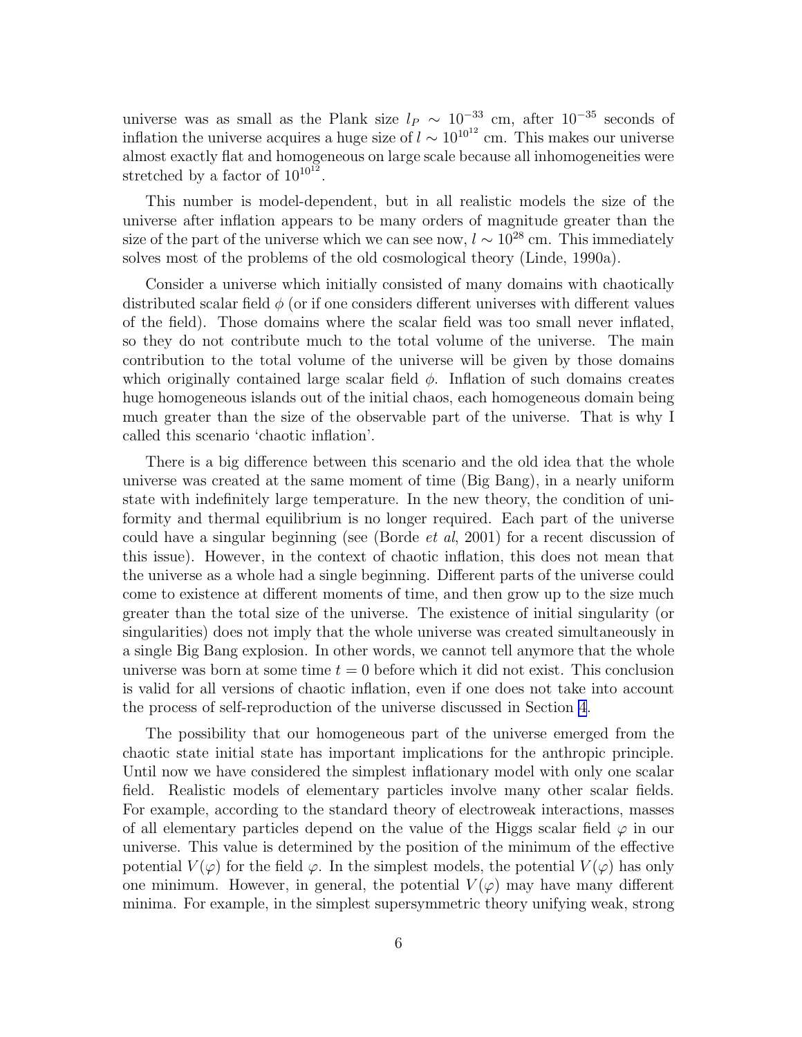universe was as small as the Plank size $l_P \sim 10^{-33}$ cm, after $10^{-35}$ seconds of inflation the universe acquires a huge size of $l \sim 10^{10^{12}}$ cm. This makes our universe almost exactly flat and homogeneous on large scale because all inhomogeneities were stretched by a factor of $10^{10^{12}}$.

This number is model-dependent, but in all realistic models the size of the universe after inflation appears to be many orders of magnitude greater than the size of the part of the universe which we can see now, $l \sim 10^{28}$ cm. This immediately solves most of the problems of the old cosmological theory (Linde, 1990a).

Consider a universe which initially consisted of many domains with chaotically distributed scalar field $\phi$ (or if one considers different universes with different values of the field). Those domains where the scalar field was too small never inflated, so they do not contribute much to the total volume of the universe. The main contribution to the total volume of the universe will be given by those domains which originally contained large scalar field $\phi$. Inflation of such domains creates huge homogeneous islands out of the initial chaos, each homogeneous domain being much greater than the size of the observable part of the universe. That is why I called this scenario 'chaotic inflation'.

There is a big difference between this scenario and the old idea that the whole universe was created at the same moment of time (Big Bang), in a nearly uniform state with indefinitely large temperature. In the new theory, the condition of uniformity and thermal equilibrium is no longer required. Each part of the universe could have a singular beginning (see (Borde *et al*, 2001) for a recent discussion of this issue). However, in the context of chaotic inflation, this does not mean that the universe as a whole had a single beginning. Different parts of the universe could come to existence at different moments of time, and then grow up to the size much greater than the total size of the universe. The existence of initial singularity (or singularities) does not imply that the whole universe was created simultaneously in a single Big Bang explosion. In other words, we cannot tell anymore that the whole universe was born at some time $t = 0$ before which it did not exist. This conclusion is valid for all versions of chaotic inflation, even if one does not take into account the process of self-reproduction of the universe discussed in Section 4.

The possibility that our homogeneous part of the universe emerged from the chaotic state initial state has important implications for the anthropic principle. Until now we have considered the simplest inflationary model with only one scalar field. Realistic models of elementary particles involve many other scalar fields. For example, according to the standard theory of electroweak interactions, masses of all elementary particles depend on the value of the Higgs scalar field $\varphi$ in our universe. This value is determined by the position of the minimum of the effective potential $V(\varphi)$ for the field $\varphi$. In the simplest models, the potential $V(\varphi)$ has only one minimum. However, in general, the potential $V(\varphi)$ may have many different minima. For example, in the simplest supersymmetric theory unifying weak, strong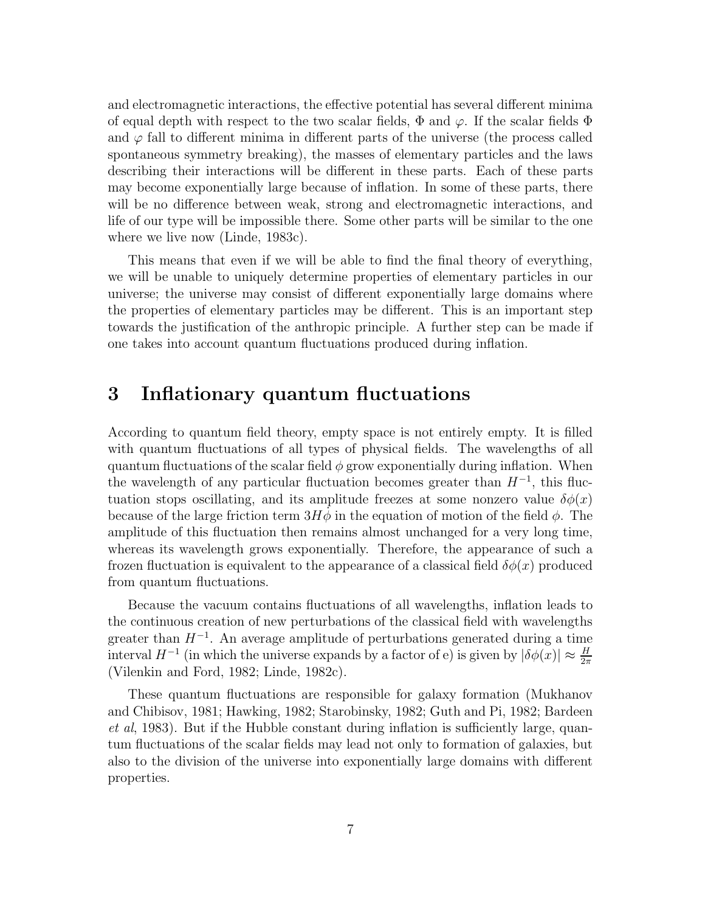and electromagnetic interactions, the effective potential has several different minima of equal depth with respect to the two scalar fields, $\Phi$ and $\varphi$. If the scalar fields $\Phi$ and $\varphi$ fall to different minima in different parts of the universe (the process called spontaneous symmetry breaking), the masses of elementary particles and the laws describing their interactions will be different in these parts. Each of these parts may become exponentially large because of inflation. In some of these parts, there will be no difference between weak, strong and electromagnetic interactions, and life of our type will be impossible there. Some other parts will be similar to the one where we live now (Linde, 1983c).

This means that even if we will be able to find the final theory of everything, we will be unable to uniquely determine properties of elementary particles in our universe; the universe may consist of different exponentially large domains where the properties of elementary particles may be different. This is an important step towards the justification of the anthropic principle. A further step can be made if one takes into account quantum fluctuations produced during inflation.

## 3 Inflationary quantum fluctuations

According to quantum field theory, empty space is not entirely empty. It is filled with quantum fluctuations of all types of physical fields. The wavelengths of all quantum fluctuations of the scalar field $\phi$ grow exponentially during inflation. When the wavelength of any particular fluctuation becomes greater than $H^{-1}$, this fluctuation stops oscillating, and its amplitude freezes at some nonzero value $\delta\phi(x)$ because of the large friction term $3H\dot{\phi}$ in the equation of motion of the field $\phi$. The amplitude of this fluctuation then remains almost unchanged for a very long time, whereas its wavelength grows exponentially. Therefore, the appearance of such a frozen fluctuation is equivalent to the appearance of a classical field $\delta\phi(x)$ produced from quantum fluctuations.

Because the vacuum contains fluctuations of all wavelengths, inflation leads to the continuous creation of new perturbations of the classical field with wavelengths greater than $H^{-1}$. An average amplitude of perturbations generated during a time interval $H^{-1}$ (in which the universe expands by a factor of e) is given by $|\delta\phi(x)| \approx \frac{H}{2\pi}$ (Vilenkin and Ford, 1982; Linde, 1982c).

These quantum fluctuations are responsible for galaxy formation (Mukhanov and Chibisov, 1981; Hawking, 1982; Starobinsky, 1982; Guth and Pi, 1982; Bardeen *et al*, 1983). But if the Hubble constant during inflation is sufficiently large, quantum fluctuations of the scalar fields may lead not only to formation of galaxies, but also to the division of the universe into exponentially large domains with different properties.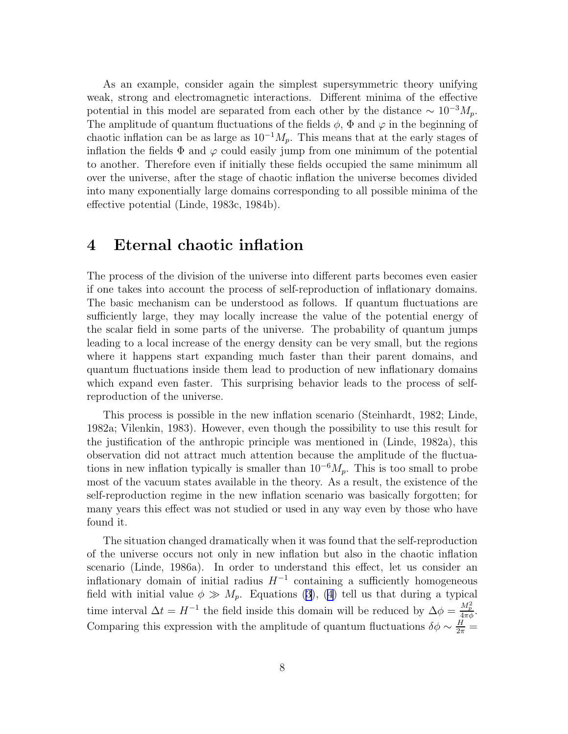As an example, consider again the simplest supersymmetric theory unifying weak, strong and electromagnetic interactions. Different minima of the effective potential in this model are separated from each other by the distance $\sim 10^{-3} M_p$. The amplitude of quantum fluctuations of the fields $\phi$, $\Phi$ and $\varphi$ in the beginning of chaotic inflation can be as large as $10^{-1} M_p$. This means that at the early stages of inflation the fields $\Phi$ and $\varphi$ could easily jump from one minimum of the potential to another. Therefore even if initially these fields occupied the same minimum all over the universe, after the stage of chaotic inflation the universe becomes divided into many exponentially large domains corresponding to all possible minima of the effective potential (Linde, 1983c, 1984b).

# 4 Eternal chaotic inflation

The process of the division of the universe into different parts becomes even easier if one takes into account the process of self-reproduction of inflationary domains. The basic mechanism can be understood as follows. If quantum fluctuations are sufficiently large, they may locally increase the value of the potential energy of the scalar field in some parts of the universe. The probability of quantum jumps leading to a local increase of the energy density can be very small, but the regions where it happens start expanding much faster than their parent domains, and quantum fluctuations inside them lead to production of new inflationary domains which expand even faster. This surprising behavior leads to the process of self-reproduction of the universe.

This process is possible in the new inflation scenario (Steinhardt, 1982; Linde, 1982a; Vilenkin, 1983). However, even though the possibility to use this result for the justification of the anthropic principle was mentioned in (Linde, 1982a), this observation did not attract much attention because the amplitude of the fluctuations in new inflation typically is smaller than $10^{-6} M_p$. This is too small to probe most of the vacuum states available in the theory. As a result, the existence of the self-reproduction regime in the new inflation scenario was basically forgotten; for many years this effect was not studied or used in any way even by those who have found it.

The situation changed dramatically when it was found that the self-reproduction of the universe occurs not only in new inflation but also in the chaotic inflation scenario (Linde, 1986a). In order to understand this effect, let us consider an inflationary domain of initial radius $H^{-1}$ containing a sufficiently homogeneous field with initial value $\phi \gg M_p$. Equations (3), (4) tell us that during a typical time interval $\Delta t = H^{-1}$ the field inside this domain will be reduced by $\Delta\phi = \frac{M_p^2}{4\pi\phi}$. Comparing this expression with the amplitude of quantum fluctuations $\delta\phi \sim \frac{H}{2\pi} =$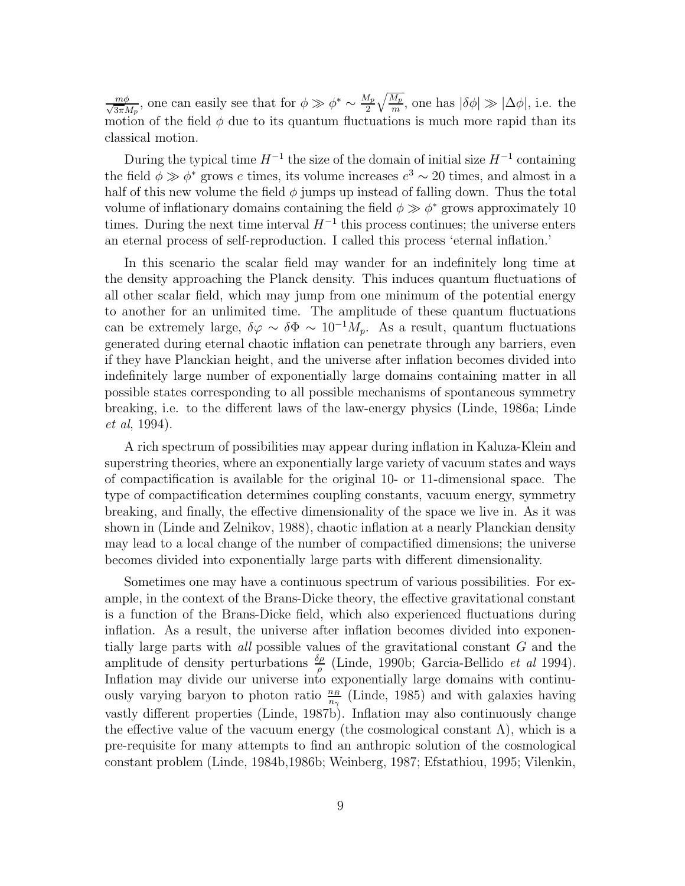$\frac{m\phi}{\sqrt{3\pi}M_p}$, one can easily see that for $\phi \gg \phi^* \sim \frac{M_p}{2}\sqrt{\frac{M_p}{m}}$, one has $|\delta\phi| \gg |\Delta\phi|$, i.e. the motion of the field $\phi$ due to its quantum fluctuations is much more rapid than its classical motion.

During the typical time $H^{-1}$ the size of the domain of initial size $H^{-1}$ containing the field $\phi \gg \phi^*$ grows $e$ times, its volume increases $e^3 \sim 20$ times, and almost in a half of this new volume the field $\phi$ jumps up instead of falling down. Thus the total volume of inflationary domains containing the field $\phi \gg \phi^*$ grows approximately 10 times. During the next time interval $H^{-1}$ this process continues; the universe enters an eternal process of self-reproduction. I called this process 'eternal inflation.'

In this scenario the scalar field may wander for an indefinitely long time at the density approaching the Planck density. This induces quantum fluctuations of all other scalar field, which may jump from one minimum of the potential energy to another for an unlimited time. The amplitude of these quantum fluctuations can be extremely large, $\delta\varphi \sim \delta\Phi \sim 10^{-1}M_p$. As a result, quantum fluctuations generated during eternal chaotic inflation can penetrate through any barriers, even if they have Planckian height, and the universe after inflation becomes divided into indefinitely large number of exponentially large domains containing matter in all possible states corresponding to all possible mechanisms of spontaneous symmetry breaking, i.e. to the different laws of the law-energy physics (Linde, 1986a; Linde *et al*, 1994).

A rich spectrum of possibilities may appear during inflation in Kaluza-Klein and superstring theories, where an exponentially large variety of vacuum states and ways of compactification is available for the original 10- or 11-dimensional space. The type of compactification determines coupling constants, vacuum energy, symmetry breaking, and finally, the effective dimensionality of the space we live in. As it was shown in (Linde and Zelnikov, 1988), chaotic inflation at a nearly Planckian density may lead to a local change of the number of compactified dimensions; the universe becomes divided into exponentially large parts with different dimensionality.

Sometimes one may have a continuous spectrum of various possibilities. For example, in the context of the Brans-Dicke theory, the effective gravitational constant is a function of the Brans-Dicke field, which also experienced fluctuations during inflation. As a result, the universe after inflation becomes divided into exponentially large parts with *all* possible values of the gravitational constant $G$ and the amplitude of density perturbations $\frac{\delta\rho}{\rho}$ (Linde, 1990b; Garcia-Bellido *et al* 1994). Inflation may divide our universe into exponentially large domains with continuously varying baryon to photon ratio $\frac{n_B}{n_\gamma}$ (Linde, 1985) and with galaxies having vastly different properties (Linde, 1987b). Inflation may also continuously change the effective value of the vacuum energy (the cosmological constant $\Lambda$), which is a pre-requisite for many attempts to find an anthropic solution of the cosmological constant problem (Linde, 1984b,1986b; Weinberg, 1987; Efstathiou, 1995; Vilenkin,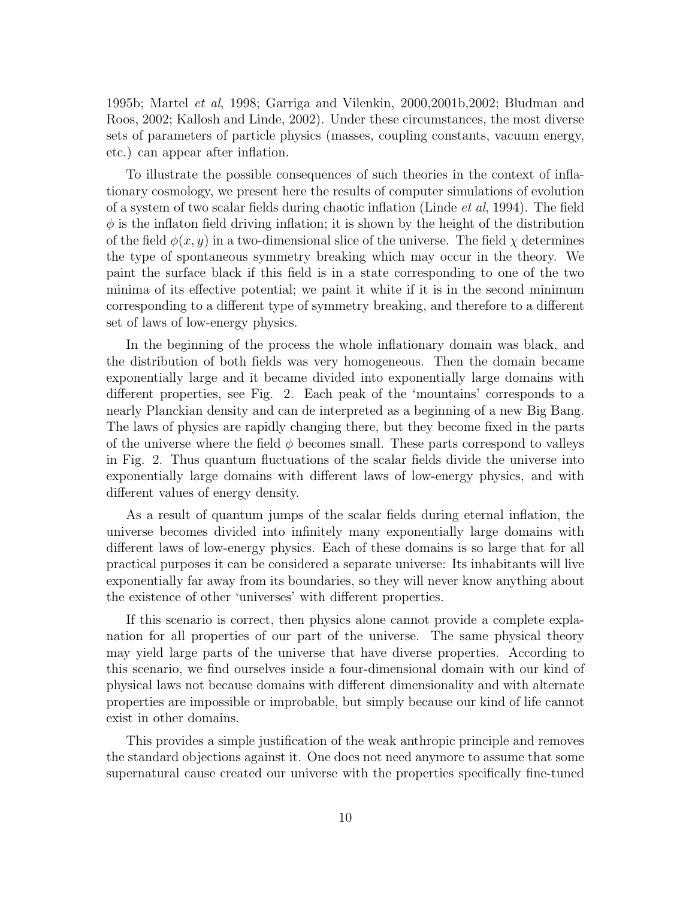1995b; Martel *et al*, 1998; Garriga and Vilenkin, 2000,2001b,2002; Bludman and Roos, 2002; Kallosh and Linde, 2002). Under these circumstances, the most diverse sets of parameters of particle physics (masses, coupling constants, vacuum energy, etc.) can appear after inflation.

To illustrate the possible consequences of such theories in the context of inflationary cosmology, we present here the results of computer simulations of evolution of a system of two scalar fields during chaotic inflation (Linde *et al*, 1994). The field $\phi$ is the inflaton field driving inflation; it is shown by the height of the distribution of the field $\phi(x, y)$ in a two-dimensional slice of the universe. The field $\chi$ determines the type of spontaneous symmetry breaking which may occur in the theory. We paint the surface black if this field is in a state corresponding to one of the two minima of its effective potential; we paint it white if it is in the second minimum corresponding to a different type of symmetry breaking, and therefore to a different set of laws of low-energy physics.

In the beginning of the process the whole inflationary domain was black, and the distribution of both fields was very homogeneous. Then the domain became exponentially large and it became divided into exponentially large domains with different properties, see Fig. 2. Each peak of the 'mountains' corresponds to a nearly Planckian density and can de interpreted as a beginning of a new Big Bang. The laws of physics are rapidly changing there, but they become fixed in the parts of the universe where the field $\phi$ becomes small. These parts correspond to valleys in Fig. 2. Thus quantum fluctuations of the scalar fields divide the universe into exponentially large domains with different laws of low-energy physics, and with different values of energy density.

As a result of quantum jumps of the scalar fields during eternal inflation, the universe becomes divided into infinitely many exponentially large domains with different laws of low-energy physics. Each of these domains is so large that for all practical purposes it can be considered a separate universe: Its inhabitants will live exponentially far away from its boundaries, so they will never know anything about the existence of other 'universes' with different properties.

If this scenario is correct, then physics alone cannot provide a complete explanation for all properties of our part of the universe. The same physical theory may yield large parts of the universe that have diverse properties. According to this scenario, we find ourselves inside a four-dimensional domain with our kind of physical laws not because domains with different dimensionality and with alternate properties are impossible or improbable, but simply because our kind of life cannot exist in other domains.

This provides a simple justification of the weak anthropic principle and removes the standard objections against it. One does not need anymore to assume that some supernatural cause created our universe with the properties specifically fine-tuned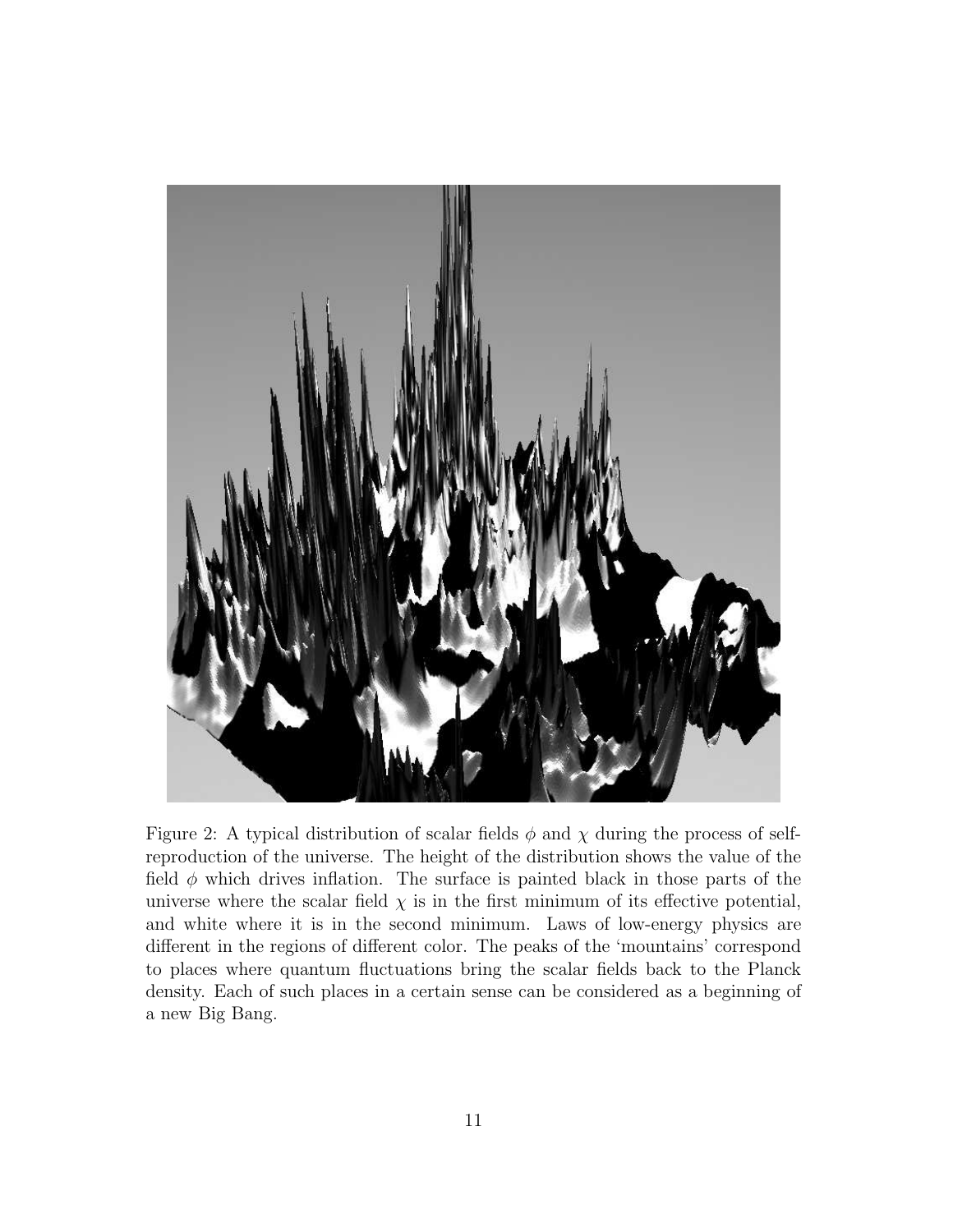Figure 2: A typical distribution of scalar fields $\phi$ and $\chi$ during the process of self-reproduction of the universe. The height of the distribution shows the value of the field $\phi$ which drives inflation. The surface is painted black in those parts of the universe where the scalar field $\chi$ is in the first minimum of its effective potential, and white where it is in the second minimum. Laws of low-energy physics are different in the regions of different color. The peaks of the 'mountains' correspond to places where quantum fluctuations bring the scalar fields back to the Planck density. Each of such places in a certain sense can be considered as a beginning of a new Big Bang.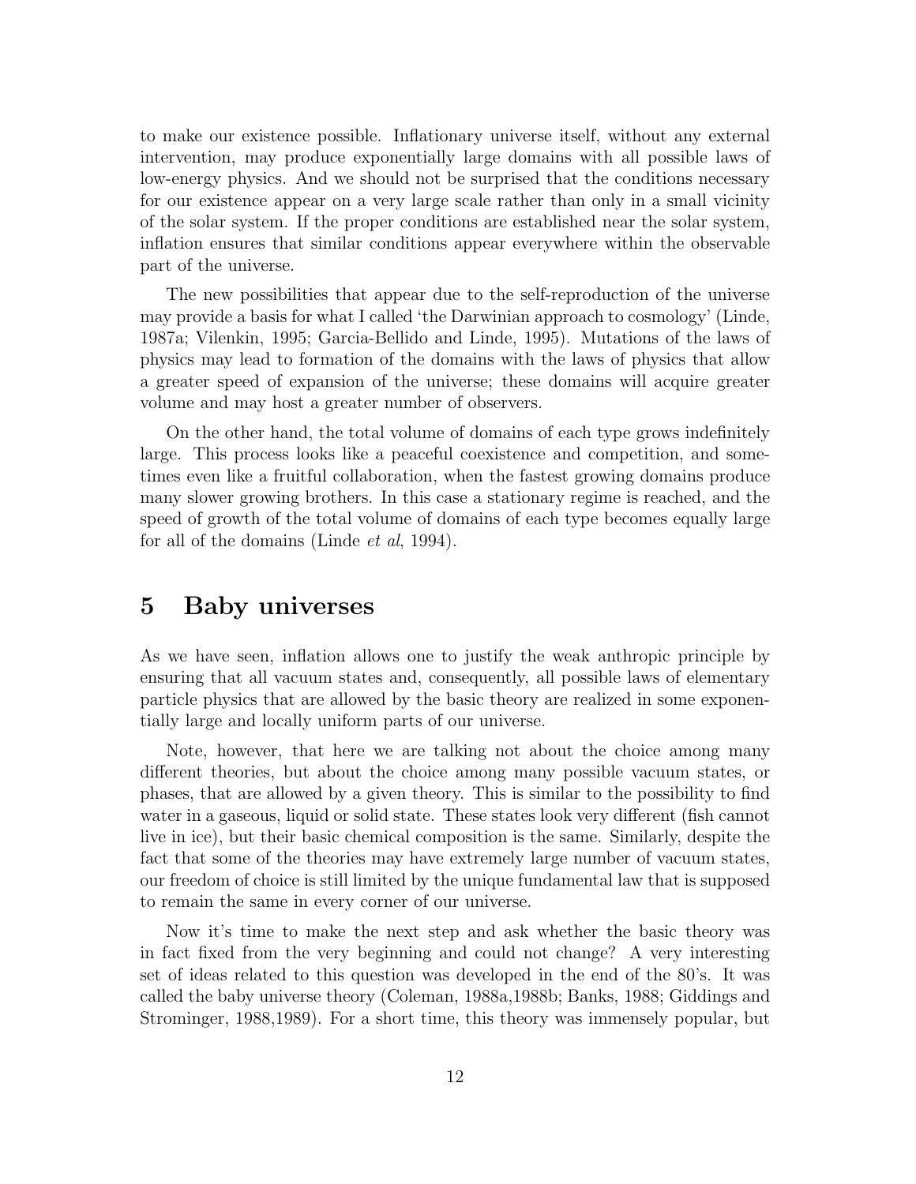to make our existence possible. Inflationary universe itself, without any external intervention, may produce exponentially large domains with all possible laws of low-energy physics. And we should not be surprised that the conditions necessary for our existence appear on a very large scale rather than only in a small vicinity of the solar system. If the proper conditions are established near the solar system, inflation ensures that similar conditions appear everywhere within the observable part of the universe.

The new possibilities that appear due to the self-reproduction of the universe may provide a basis for what I called 'the Darwinian approach to cosmology' (Linde, 1987a; Vilenkin, 1995; Garcia-Bellido and Linde, 1995). Mutations of the laws of physics may lead to formation of the domains with the laws of physics that allow a greater speed of expansion of the universe; these domains will acquire greater volume and may host a greater number of observers.

On the other hand, the total volume of domains of each type grows indefinitely large. This process looks like a peaceful coexistence and competition, and sometimes even like a fruitful collaboration, when the fastest growing domains produce many slower growing brothers. In this case a stationary regime is reached, and the speed of growth of the total volume of domains of each type becomes equally large for all of the domains (Linde *et al*, 1994).

# 5 Baby universes

As we have seen, inflation allows one to justify the weak anthropic principle by ensuring that all vacuum states and, consequently, all possible laws of elementary particle physics that are allowed by the basic theory are realized in some exponentially large and locally uniform parts of our universe.

Note, however, that here we are talking not about the choice among many different theories, but about the choice among many possible vacuum states, or phases, that are allowed by a given theory. This is similar to the possibility to find water in a gaseous, liquid or solid state. These states look very different (fish cannot live in ice), but their basic chemical composition is the same. Similarly, despite the fact that some of the theories may have extremely large number of vacuum states, our freedom of choice is still limited by the unique fundamental law that is supposed to remain the same in every corner of our universe.

Now it's time to make the next step and ask whether the basic theory was in fact fixed from the very beginning and could not change? A very interesting set of ideas related to this question was developed in the end of the 80's. It was called the baby universe theory (Coleman, 1988a,1988b; Banks, 1988; Giddings and Strominger, 1988,1989). For a short time, this theory was immensely popular, but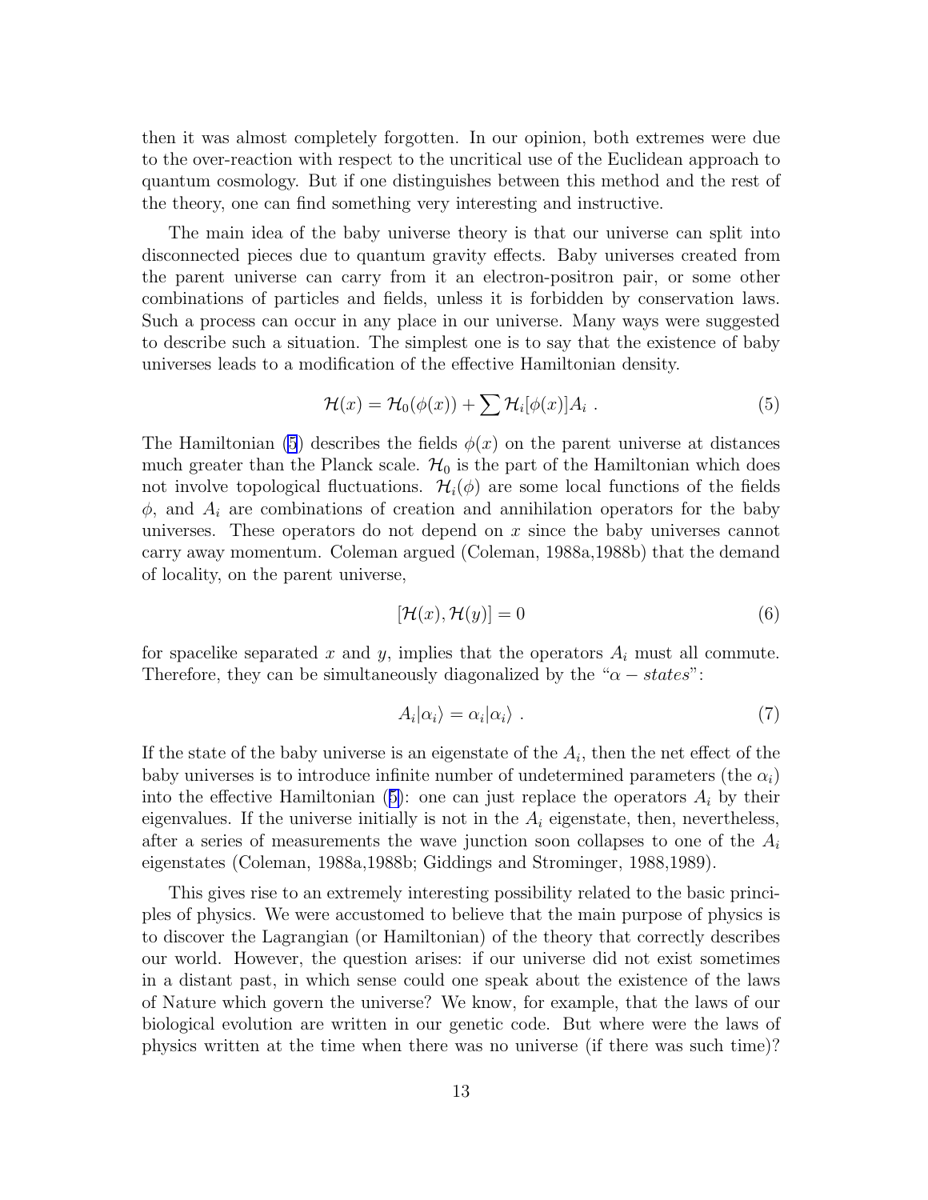then it was almost completely forgotten. In our opinion, both extremes were due to the over-reaction with respect to the uncritical use of the Euclidean approach to quantum cosmology. But if one distinguishes between this method and the rest of the theory, one can find something very interesting and instructive.

The main idea of the baby universe theory is that our universe can split into disconnected pieces due to quantum gravity effects. Baby universes created from the parent universe can carry from it an electron-positron pair, or some other combinations of particles and fields, unless it is forbidden by conservation laws. Such a process can occur in any place in our universe. Many ways were suggested to describe such a situation. The simplest one is to say that the existence of baby universes leads to a modification of the effective Hamiltonian density.

$$\mathcal{H}(x) = \mathcal{H}_0(\phi(x)) + \sum \mathcal{H}_i[\phi(x)]A_i \ . \tag{5}$$

The Hamiltonian (5) describes the fields $\phi(x)$ on the parent universe at distances much greater than the Planck scale. $\mathcal{H}_0$ is the part of the Hamiltonian which does not involve topological fluctuations. $\mathcal{H}_i(\phi)$ are some local functions of the fields $\phi$, and $A_i$ are combinations of creation and annihilation operators for the baby universes. These operators do not depend on $x$ since the baby universes cannot carry away momentum. Coleman argued (Coleman, 1988a,1988b) that the demand of locality, on the parent universe,

$$[\mathcal{H}(x), \mathcal{H}(y)] = 0 \tag{6}$$

for spacelike separated $x$ and $y$, implies that the operators $A_i$ must all commute. Therefore, they can be simultaneously diagonalized by the "$\alpha - states$":

$$A_i|\alpha_i\rangle = \alpha_i|\alpha_i\rangle \ . \tag{7}$$

If the state of the baby universe is an eigenstate of the $A_i$, then the net effect of the baby universes is to introduce infinite number of undetermined parameters (the $\alpha_i$) into the effective Hamiltonian (5): one can just replace the operators $A_i$ by their eigenvalues. If the universe initially is not in the $A_i$ eigenstate, then, nevertheless, after a series of measurements the wave junction soon collapses to one of the $A_i$ eigenstates (Coleman, 1988a,1988b; Giddings and Strominger, 1988,1989).

This gives rise to an extremely interesting possibility related to the basic principles of physics. We were accustomed to believe that the main purpose of physics is to discover the Lagrangian (or Hamiltonian) of the theory that correctly describes our world. However, the question arises: if our universe did not exist sometimes in a distant past, in which sense could one speak about the existence of the laws of Nature which govern the universe? We know, for example, that the laws of our biological evolution are written in our genetic code. But where were the laws of physics written at the time when there was no universe (if there was such time)?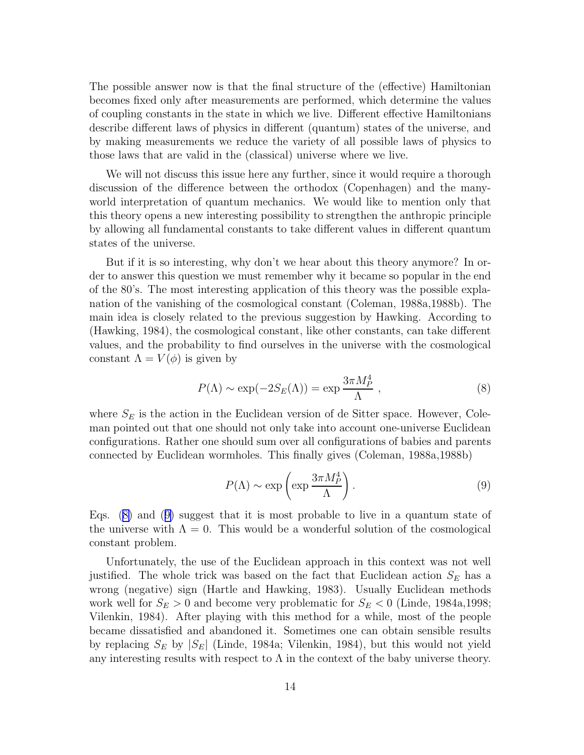The possible answer now is that the final structure of the (effective) Hamiltonian becomes fixed only after measurements are performed, which determine the values of coupling constants in the state in which we live. Different effective Hamiltonians describe different laws of physics in different (quantum) states of the universe, and by making measurements we reduce the variety of all possible laws of physics to those laws that are valid in the (classical) universe where we live.

We will not discuss this issue here any further, since it would require a thorough discussion of the difference between the orthodox (Copenhagen) and the many-world interpretation of quantum mechanics. We would like to mention only that this theory opens a new interesting possibility to strengthen the anthropic principle by allowing all fundamental constants to take different values in different quantum states of the universe.

But if it is so interesting, why don't we hear about this theory anymore? In order to answer this question we must remember why it became so popular in the end of the 80's. The most interesting application of this theory was the possible explanation of the vanishing of the cosmological constant (Coleman, 1988a,1988b). The main idea is closely related to the previous suggestion by Hawking. According to (Hawking, 1984), the cosmological constant, like other constants, can take different values, and the probability to find ourselves in the universe with the cosmological constant $\Lambda = V(\phi)$ is given by

$$P(\Lambda) \sim \exp(-2S_E(\Lambda)) = \exp\frac{3\pi M_P^4}{\Lambda} \ , \tag{8}$$

where $S_E$ is the action in the Euclidean version of de Sitter space. However, Coleman pointed out that one should not only take into account one-universe Euclidean configurations. Rather one should sum over all configurations of babies and parents connected by Euclidean wormholes. This finally gives (Coleman, 1988a,1988b)

$$P(\Lambda) \sim \exp\left(\exp\frac{3\pi M_P^4}{\Lambda}\right) . \tag{9}$$

Eqs. (8) and (9) suggest that it is most probable to live in a quantum state of the universe with $\Lambda = 0$. This would be a wonderful solution of the cosmological constant problem.

Unfortunately, the use of the Euclidean approach in this context was not well justified. The whole trick was based on the fact that Euclidean action $S_E$ has a wrong (negative) sign (Hartle and Hawking, 1983). Usually Euclidean methods work well for $S_E > 0$ and become very problematic for $S_E < 0$ (Linde, 1984a,1998; Vilenkin, 1984). After playing with this method for a while, most of the people became dissatisfied and abandoned it. Sometimes one can obtain sensible results by replacing $S_E$ by $|S_E|$ (Linde, 1984a; Vilenkin, 1984), but this would not yield any interesting results with respect to $\Lambda$ in the context of the baby universe theory.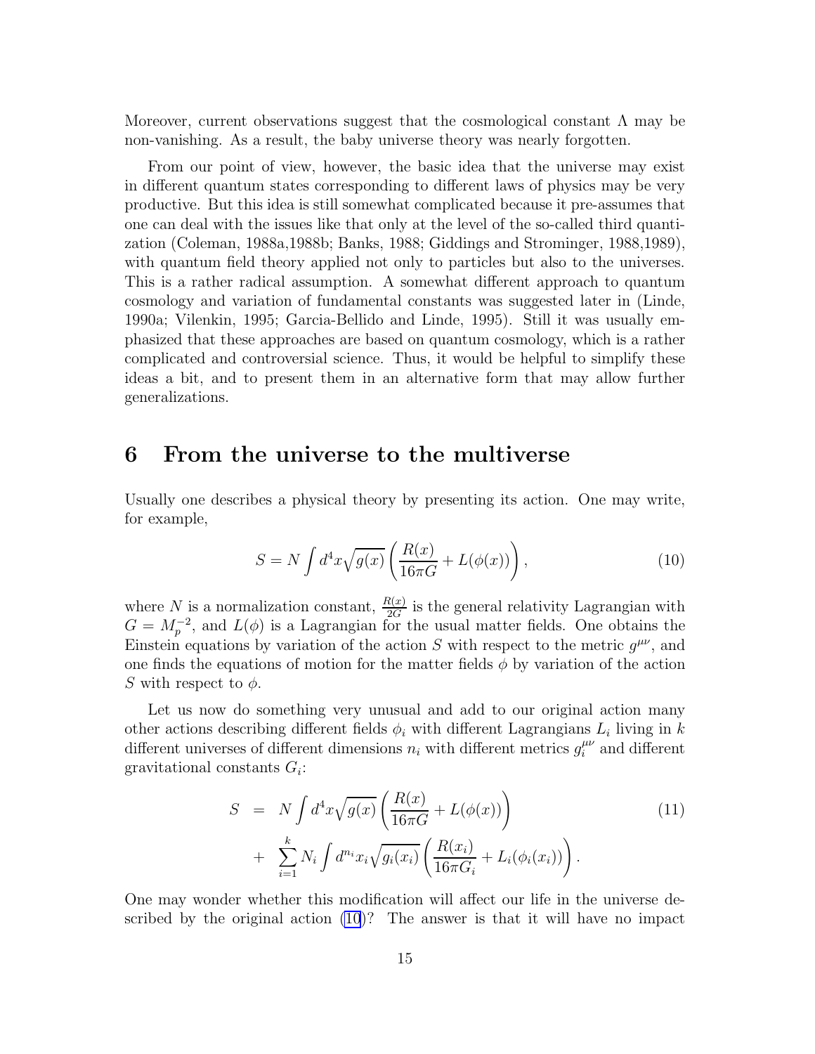Moreover, current observations suggest that the cosmological constant $\Lambda$ may be non-vanishing. As a result, the baby universe theory was nearly forgotten.

From our point of view, however, the basic idea that the universe may exist in different quantum states corresponding to different laws of physics may be very productive. But this idea is still somewhat complicated because it pre-assumes that one can deal with the issues like that only at the level of the so-called third quantization (Coleman, 1988a,1988b; Banks, 1988; Giddings and Strominger, 1988,1989), with quantum field theory applied not only to particles but also to the universes. This is a rather radical assumption. A somewhat different approach to quantum cosmology and variation of fundamental constants was suggested later in (Linde, 1990a; Vilenkin, 1995; Garcia-Bellido and Linde, 1995). Still it was usually emphasized that these approaches are based on quantum cosmology, which is a rather complicated and controversial science. Thus, it would be helpful to simplify these ideas a bit, and to present them in an alternative form that may allow further generalizations.

## 6 From the universe to the multiverse

Usually one describes a physical theory by presenting its action. One may write, for example,

$$S = N \int d^4x \sqrt{g(x)} \left( \frac{R(x)}{16\pi G} + L(\phi(x)) \right), \tag{10}$$

where $N$ is a normalization constant, $\frac{R(x)}{2G}$ is the general relativity Lagrangian with $G = M_p^{-2}$, and $L(\phi)$ is a Lagrangian for the usual matter fields. One obtains the Einstein equations by variation of the action $S$ with respect to the metric $g^{\mu\nu}$, and one finds the equations of motion for the matter fields $\phi$ by variation of the action $S$ with respect to $\phi$.

Let us now do something very unusual and add to our original action many other actions describing different fields $\phi_i$ with different Lagrangians $L_i$ living in $k$ different universes of different dimensions $n_i$ with different metrics $g_i^{\mu\nu}$ and different gravitational constants $G_i$:

$$\begin{aligned} S &= N \int d^4x \sqrt{g(x)} \left( \frac{R(x)}{16\pi G} + L(\phi(x)) \right) \\ &+ \sum_{i=1}^{k} N_i \int d^{n_i}x_i \sqrt{g_i(x_i)} \left( \frac{R(x_i)}{16\pi G_i} + L_i(\phi_i(x_i)) \right). \end{aligned} \tag{11}$$

One may wonder whether this modification will affect our life in the universe described by the original action (10)? The answer is that it will have no impact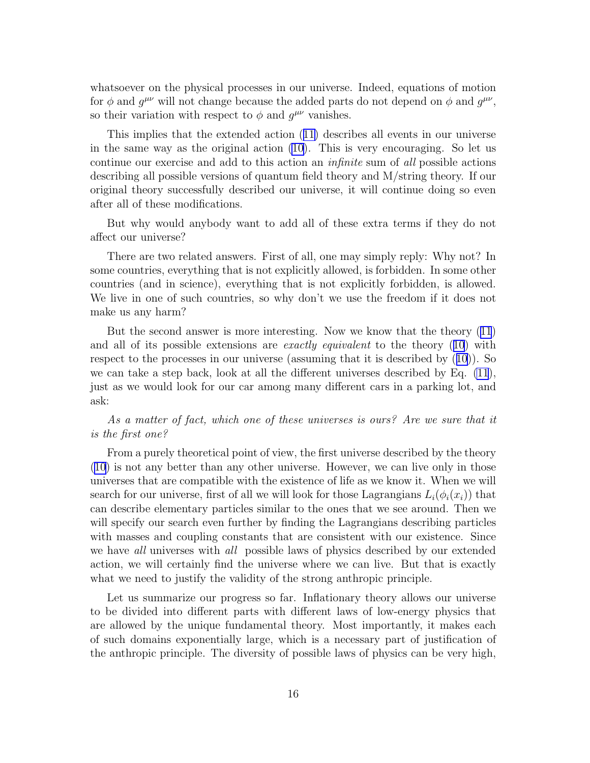whatsoever on the physical processes in our universe. Indeed, equations of motion for $\phi$ and $g^{\mu\nu}$ will not change because the added parts do not depend on $\phi$ and $g^{\mu\nu}$, so their variation with respect to $\phi$ and $g^{\mu\nu}$ vanishes.

This implies that the extended action (11) describes all events in our universe in the same way as the original action (10). This is very encouraging. So let us continue our exercise and add to this action an *infinite* sum of *all* possible actions describing all possible versions of quantum field theory and M/string theory. If our original theory successfully described our universe, it will continue doing so even after all of these modifications.

But why would anybody want to add all of these extra terms if they do not affect our universe?

There are two related answers. First of all, one may simply reply: Why not? In some countries, everything that is not explicitly allowed, is forbidden. In some other countries (and in science), everything that is not explicitly forbidden, is allowed. We live in one of such countries, so why don't we use the freedom if it does not make us any harm?

But the second answer is more interesting. Now we know that the theory (11) and all of its possible extensions are *exactly equivalent* to the theory (10) with respect to the processes in our universe (assuming that it is described by (10)). So we can take a step back, look at all the different universes described by Eq. (11), just as we would look for our car among many different cars in a parking lot, and ask:

*As a matter of fact, which one of these universes is ours? Are we sure that it is the first one?*

From a purely theoretical point of view, the first universe described by the theory (10) is not any better than any other universe. However, we can live only in those universes that are compatible with the existence of life as we know it. When we will search for our universe, first of all we will look for those Lagrangians $L_i(\phi_i(x_i))$ that can describe elementary particles similar to the ones that we see around. Then we will specify our search even further by finding the Lagrangians describing particles with masses and coupling constants that are consistent with our existence. Since we have *all* universes with *all* possible laws of physics described by our extended action, we will certainly find the universe where we can live. But that is exactly what we need to justify the validity of the strong anthropic principle.

Let us summarize our progress so far. Inflationary theory allows our universe to be divided into different parts with different laws of low-energy physics that are allowed by the unique fundamental theory. Most importantly, it makes each of such domains exponentially large, which is a necessary part of justification of the anthropic principle. The diversity of possible laws of physics can be very high,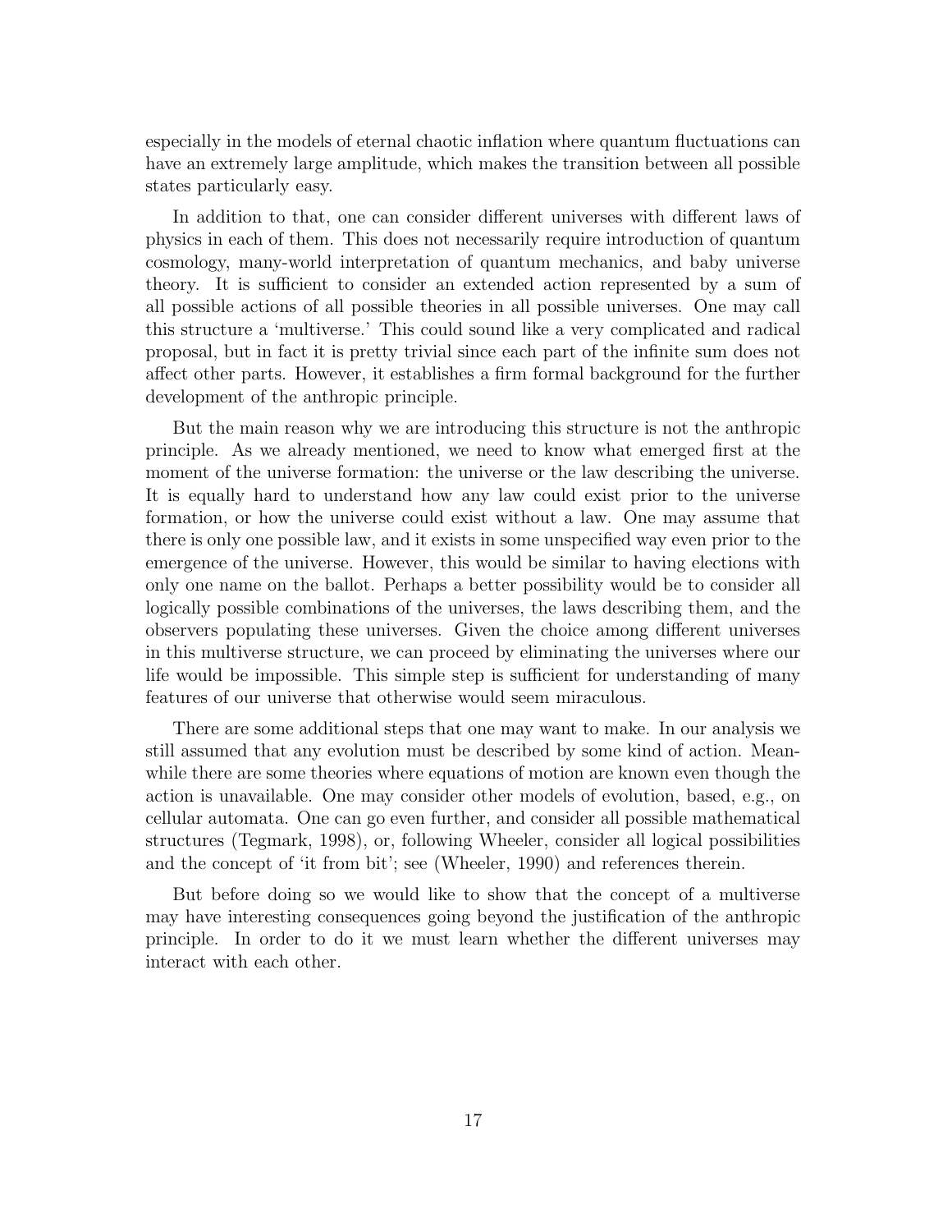especially in the models of eternal chaotic inflation where quantum fluctuations can have an extremely large amplitude, which makes the transition between all possible states particularly easy.

In addition to that, one can consider different universes with different laws of physics in each of them. This does not necessarily require introduction of quantum cosmology, many-world interpretation of quantum mechanics, and baby universe theory. It is sufficient to consider an extended action represented by a sum of all possible actions of all possible theories in all possible universes. One may call this structure a 'multiverse.' This could sound like a very complicated and radical proposal, but in fact it is pretty trivial since each part of the infinite sum does not affect other parts. However, it establishes a firm formal background for the further development of the anthropic principle.

But the main reason why we are introducing this structure is not the anthropic principle. As we already mentioned, we need to know what emerged first at the moment of the universe formation: the universe or the law describing the universe. It is equally hard to understand how any law could exist prior to the universe formation, or how the universe could exist without a law. One may assume that there is only one possible law, and it exists in some unspecified way even prior to the emergence of the universe. However, this would be similar to having elections with only one name on the ballot. Perhaps a better possibility would be to consider all logically possible combinations of the universes, the laws describing them, and the observers populating these universes. Given the choice among different universes in this multiverse structure, we can proceed by eliminating the universes where our life would be impossible. This simple step is sufficient for understanding of many features of our universe that otherwise would seem miraculous.

There are some additional steps that one may want to make. In our analysis we still assumed that any evolution must be described by some kind of action. Meanwhile there are some theories where equations of motion are known even though the action is unavailable. One may consider other models of evolution, based, e.g., on cellular automata. One can go even further, and consider all possible mathematical structures (Tegmark, 1998), or, following Wheeler, consider all logical possibilities and the concept of 'it from bit'; see (Wheeler, 1990) and references therein.

But before doing so we would like to show that the concept of a multiverse may have interesting consequences going beyond the justification of the anthropic principle. In order to do it we must learn whether the different universes may interact with each other.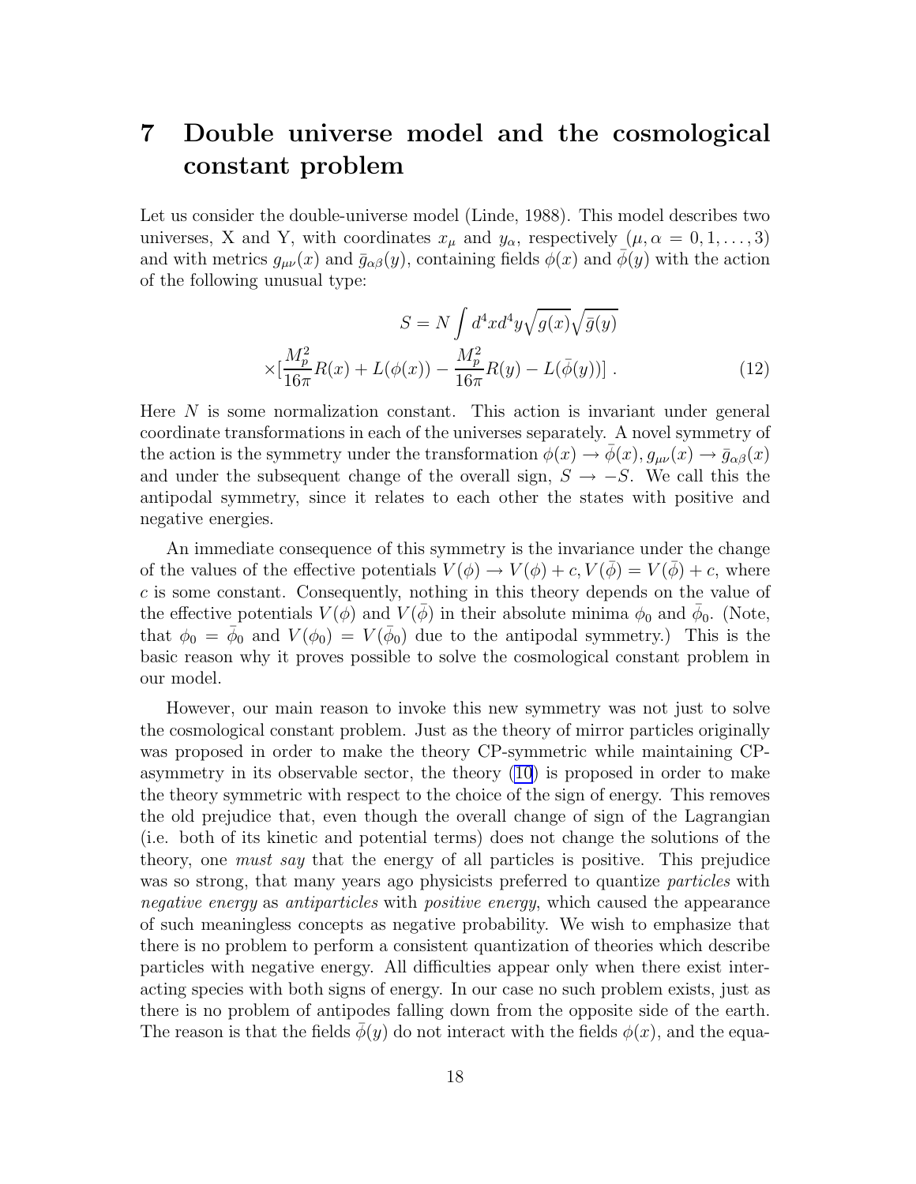# 7 Double universe model and the cosmological constant problem

Let us consider the double-universe model (Linde, 1988). This model describes two universes, X and Y, with coordinates $x_\mu$ and $y_\alpha$, respectively ($\mu, \alpha = 0, 1, \ldots, 3$) and with metrics $g_{\mu\nu}(x)$ and $\bar{g}_{\alpha\beta}(y)$, containing fields $\phi(x)$ and $\bar{\phi}(y)$ with the action of the following unusual type:

$$S = N \int d^4x d^4y \sqrt{g(x)} \sqrt{\bar{g}(y)}$$
$$\times [\frac{M_p^2}{16\pi} R(x) + L(\phi(x)) - \frac{M_p^2}{16\pi} R(y) - L(\bar{\phi}(y))] \ . \tag{12}$$

Here $N$ is some normalization constant. This action is invariant under general coordinate transformations in each of the universes separately. A novel symmetry of the action is the symmetry under the transformation $\phi(x) \to \bar{\phi}(x), g_{\mu\nu}(x) \to \bar{g}_{\alpha\beta}(x)$ and under the subsequent change of the overall sign, $S \to -S$. We call this the antipodal symmetry, since it relates to each other the states with positive and negative energies.

An immediate consequence of this symmetry is the invariance under the change of the values of the effective potentials $V(\phi) \to V(\phi) + c, V(\bar{\phi}) = V(\bar{\phi}) + c$, where $c$ is some constant. Consequently, nothing in this theory depends on the value of the effective potentials $V(\phi)$ and $V(\bar{\phi})$ in their absolute minima $\phi_0$ and $\bar{\phi}_0$. (Note, that $\phi_0 = \bar{\phi}_0$ and $V(\phi_0) = V(\bar{\phi}_0)$ due to the antipodal symmetry.) This is the basic reason why it proves possible to solve the cosmological constant problem in our model.

However, our main reason to invoke this new symmetry was not just to solve the cosmological constant problem. Just as the theory of mirror particles originally was proposed in order to make the theory CP-symmetric while maintaining CP-asymmetry in its observable sector, the theory (10) is proposed in order to make the theory symmetric with respect to the choice of the sign of energy. This removes the old prejudice that, even though the overall change of sign of the Lagrangian (i.e. both of its kinetic and potential terms) does not change the solutions of the theory, one *must say* that the energy of all particles is positive. This prejudice was so strong, that many years ago physicists preferred to quantize *particles* with *negative energy* as *antiparticles* with *positive energy*, which caused the appearance of such meaningless concepts as negative probability. We wish to emphasize that there is no problem to perform a consistent quantization of theories which describe particles with negative energy. All difficulties appear only when there exist interacting species with both signs of energy. In our case no such problem exists, just as there is no problem of antipodes falling down from the opposite side of the earth. The reason is that the fields $\bar{\phi}(y)$ do not interact with the fields $\phi(x)$, and the equa-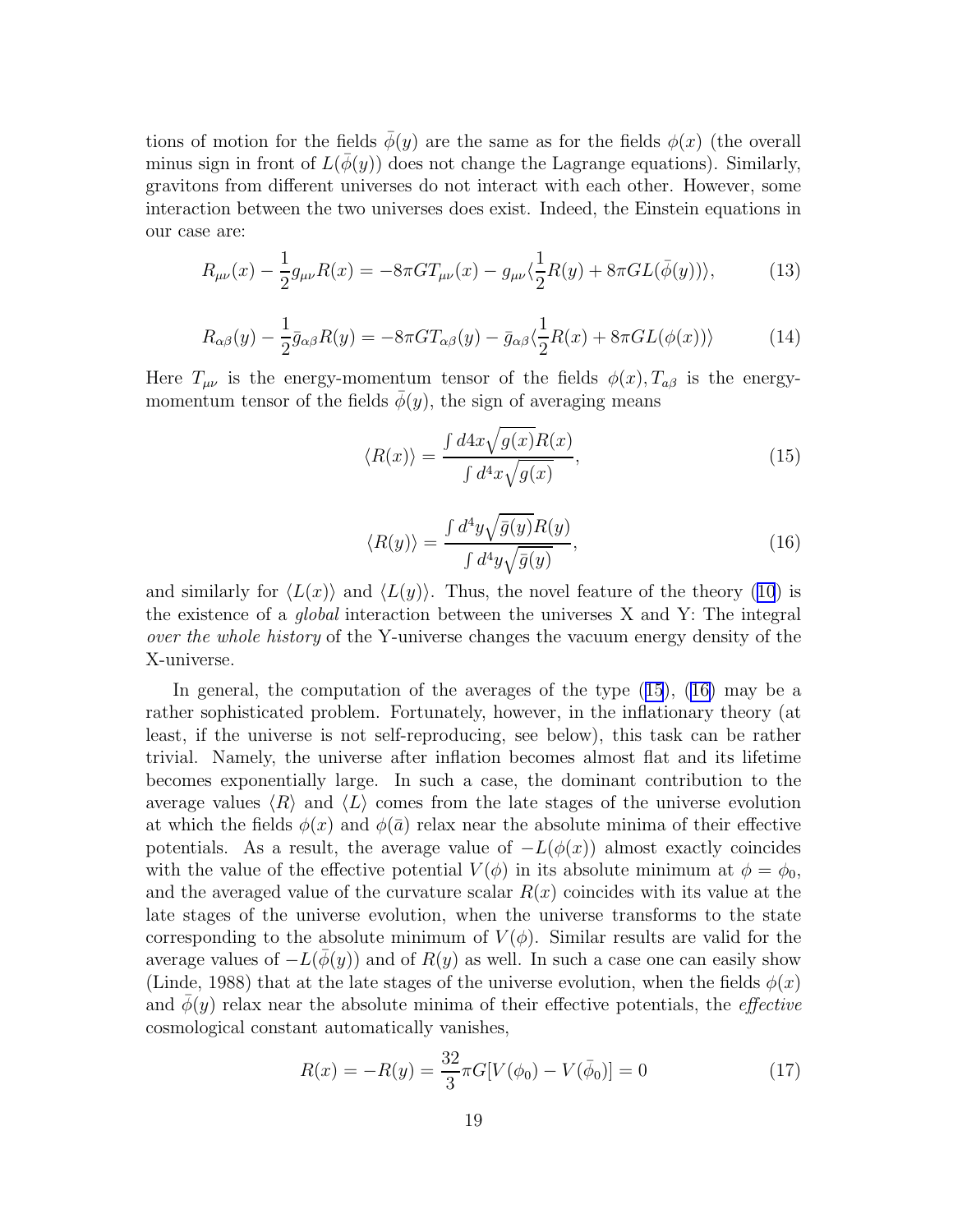tions of motion for the fields $\bar{\phi}(y)$ are the same as for the fields $\phi(x)$ (the overall minus sign in front of $L(\bar{\phi}(y))$ does not change the Lagrange equations). Similarly, gravitons from different universes do not interact with each other. However, some interaction between the two universes does exist. Indeed, the Einstein equations in our case are:

$$R_{\mu\nu}(x) - \frac{1}{2}g_{\mu\nu}R(x) = -8\pi G T_{\mu\nu}(x) - g_{\mu\nu}\langle\frac{1}{2}R(y) + 8\pi G L(\bar{\phi}(y))\rangle, \tag{13}$$

$$R_{\alpha\beta}(y) - \frac{1}{2}\bar{g}_{\alpha\beta}R(y) = -8\pi G T_{\alpha\beta}(y) - \bar{g}_{\alpha\beta}\langle\frac{1}{2}R(x) + 8\pi G L(\phi(x))\rangle \tag{14}$$

Here $T_{\mu\nu}$ is the energy-momentum tensor of the fields $\phi(x), T_{a\beta}$ is the energy-momentum tensor of the fields $\bar{\phi}(y)$, the sign of averaging means

$$\langle R(x)\rangle = \frac{\int d4x\sqrt{g(x)}R(x)}{\int d^4x\sqrt{g(x)}}, \tag{15}$$

$$\langle R(y)\rangle = \frac{\int d^4y\sqrt{\bar{g}(y)}R(y)}{\int d^4y\sqrt{\bar{g}(y)}}, \tag{16}$$

and similarly for $\langle L(x)\rangle$ and $\langle L(y)\rangle$. Thus, the novel feature of the theory (10) is the existence of a *global* interaction between the universes X and Y: The integral *over the whole history* of the Y-universe changes the vacuum energy density of the X-universe.

In general, the computation of the averages of the type (15), (16) may be a rather sophisticated problem. Fortunately, however, in the inflationary theory (at least, if the universe is not self-reproducing, see below), this task can be rather trivial. Namely, the universe after inflation becomes almost flat and its lifetime becomes exponentially large. In such a case, the dominant contribution to the average values $\langle R\rangle$ and $\langle L\rangle$ comes from the late stages of the universe evolution at which the fields $\phi(x)$ and $\phi(\bar{a})$ relax near the absolute minima of their effective potentials. As a result, the average value of $-L(\phi(x))$ almost exactly coincides with the value of the effective potential $V(\phi)$ in its absolute minimum at $\phi = \phi_0$, and the averaged value of the curvature scalar $R(x)$ coincides with its value at the late stages of the universe evolution, when the universe transforms to the state corresponding to the absolute minimum of $V(\phi)$. Similar results are valid for the average values of $-L(\bar{\phi}(y))$ and of $R(y)$ as well. In such a case one can easily show (Linde, 1988) that at the late stages of the universe evolution, when the fields $\phi(x)$ and $\bar{\phi}(y)$ relax near the absolute minima of their effective potentials, the *effective* cosmological constant automatically vanishes,

$$R(x) = -R(y) = \frac{32}{3}\pi G[V(\phi_0) - V(\bar{\phi}_0)] = 0 \tag{17}$$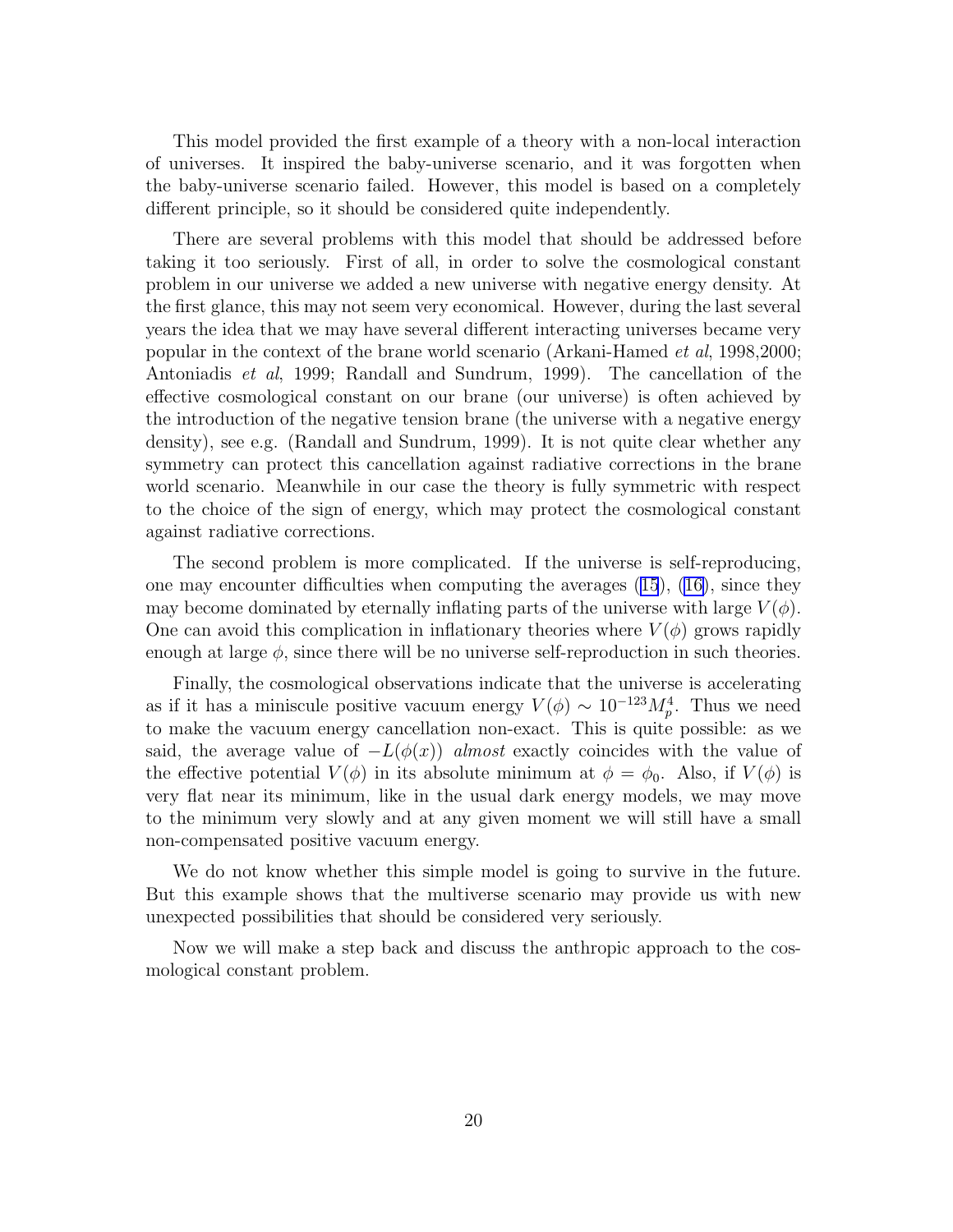This model provided the first example of a theory with a non-local interaction of universes. It inspired the baby-universe scenario, and it was forgotten when the baby-universe scenario failed. However, this model is based on a completely different principle, so it should be considered quite independently.

There are several problems with this model that should be addressed before taking it too seriously. First of all, in order to solve the cosmological constant problem in our universe we added a new universe with negative energy density. At the first glance, this may not seem very economical. However, during the last several years the idea that we may have several different interacting universes became very popular in the context of the brane world scenario (Arkani-Hamed *et al*, 1998,2000; Antoniadis *et al*, 1999; Randall and Sundrum, 1999). The cancellation of the effective cosmological constant on our brane (our universe) is often achieved by the introduction of the negative tension brane (the universe with a negative energy density), see e.g. (Randall and Sundrum, 1999). It is not quite clear whether any symmetry can protect this cancellation against radiative corrections in the brane world scenario. Meanwhile in our case the theory is fully symmetric with respect to the choice of the sign of energy, which may protect the cosmological constant against radiative corrections.

The second problem is more complicated. If the universe is self-reproducing, one may encounter difficulties when computing the averages (15), (16), since they may become dominated by eternally inflating parts of the universe with large $V(\phi)$. One can avoid this complication in inflationary theories where $V(\phi)$ grows rapidly enough at large $\phi$, since there will be no universe self-reproduction in such theories.

Finally, the cosmological observations indicate that the universe is accelerating as if it has a miniscule positive vacuum energy $V(\phi) \sim 10^{-123} M_p^4$. Thus we need to make the vacuum energy cancellation non-exact. This is quite possible: as we said, the average value of $-L(\phi(x))$ *almost* exactly coincides with the value of the effective potential $V(\phi)$ in its absolute minimum at $\phi = \phi_0$. Also, if $V(\phi)$ is very flat near its minimum, like in the usual dark energy models, we may move to the minimum very slowly and at any given moment we will still have a small non-compensated positive vacuum energy.

We do not know whether this simple model is going to survive in the future. But this example shows that the multiverse scenario may provide us with new unexpected possibilities that should be considered very seriously.

Now we will make a step back and discuss the anthropic approach to the cosmological constant problem.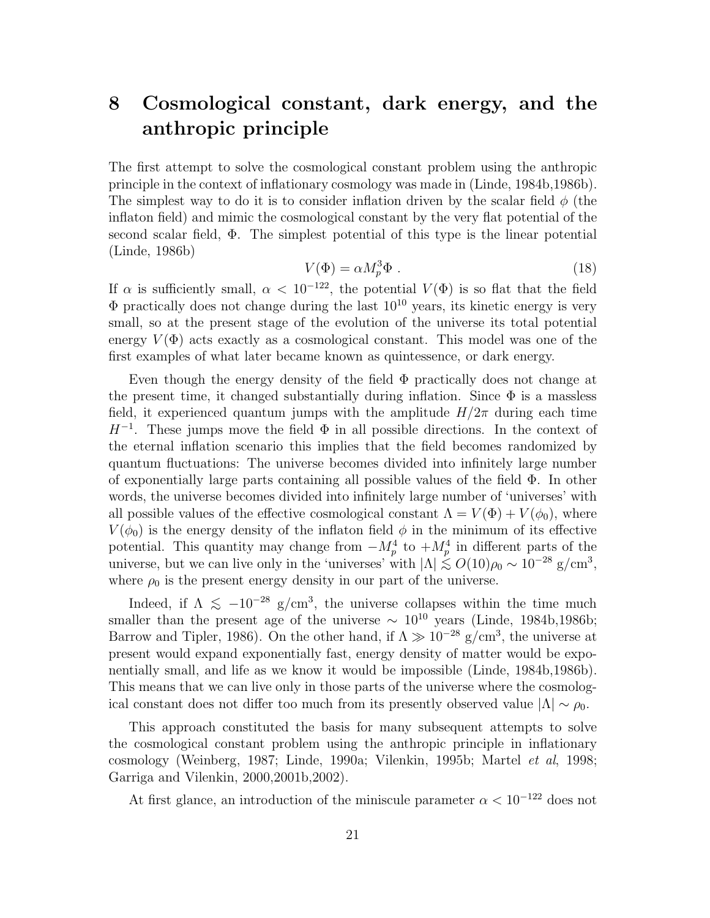# 8 Cosmological constant, dark energy, and the anthropic principle

The first attempt to solve the cosmological constant problem using the anthropic principle in the context of inflationary cosmology was made in (Linde, 1984b,1986b). The simplest way to do it is to consider inflation driven by the scalar field $\phi$ (the inflaton field) and mimic the cosmological constant by the very flat potential of the second scalar field, $\Phi$. The simplest potential of this type is the linear potential (Linde, 1986b)

$$V(\Phi) = \alpha M_p^3 \Phi \ . \tag{18}$$

If $\alpha$ is sufficiently small, $\alpha < 10^{-122}$, the potential $V(\Phi)$ is so flat that the field $\Phi$ practically does not change during the last $10^{10}$ years, its kinetic energy is very small, so at the present stage of the evolution of the universe its total potential energy $V(\Phi)$ acts exactly as a cosmological constant. This model was one of the first examples of what later became known as quintessence, or dark energy.

Even though the energy density of the field $\Phi$ practically does not change at the present time, it changed substantially during inflation. Since $\Phi$ is a massless field, it experienced quantum jumps with the amplitude $H/2\pi$ during each time $H^{-1}$. These jumps move the field $\Phi$ in all possible directions. In the context of the eternal inflation scenario this implies that the field becomes randomized by quantum fluctuations: The universe becomes divided into infinitely large number of exponentially large parts containing all possible values of the field $\Phi$. In other words, the universe becomes divided into infinitely large number of 'universes' with all possible values of the effective cosmological constant $\Lambda = V(\Phi) + V(\phi_0)$, where $V(\phi_0)$ is the energy density of the inflaton field $\phi$ in the minimum of its effective potential. This quantity may change from $-M_p^4$ to $+M_p^4$ in different parts of the universe, but we can live only in the 'universes' with $|\Lambda| \lesssim O(10)\rho_0 \sim 10^{-28}$ g/cm$^3$, where $\rho_0$ is the present energy density in our part of the universe.

Indeed, if $\Lambda \lesssim -10^{-28}$ g/cm$^3$, the universe collapses within the time much smaller than the present age of the universe $\sim 10^{10}$ years (Linde, 1984b,1986b; Barrow and Tipler, 1986). On the other hand, if $\Lambda \gg 10^{-28}$ g/cm$^3$, the universe at present would expand exponentially fast, energy density of matter would be exponentially small, and life as we know it would be impossible (Linde, 1984b,1986b). This means that we can live only in those parts of the universe where the cosmological constant does not differ too much from its presently observed value $|\Lambda| \sim \rho_0$.

This approach constituted the basis for many subsequent attempts to solve the cosmological constant problem using the anthropic principle in inflationary cosmology (Weinberg, 1987; Linde, 1990a; Vilenkin, 1995b; Martel *et al*, 1998; Garriga and Vilenkin, 2000,2001b,2002).

At first glance, an introduction of the miniscule parameter $\alpha < 10^{-122}$ does not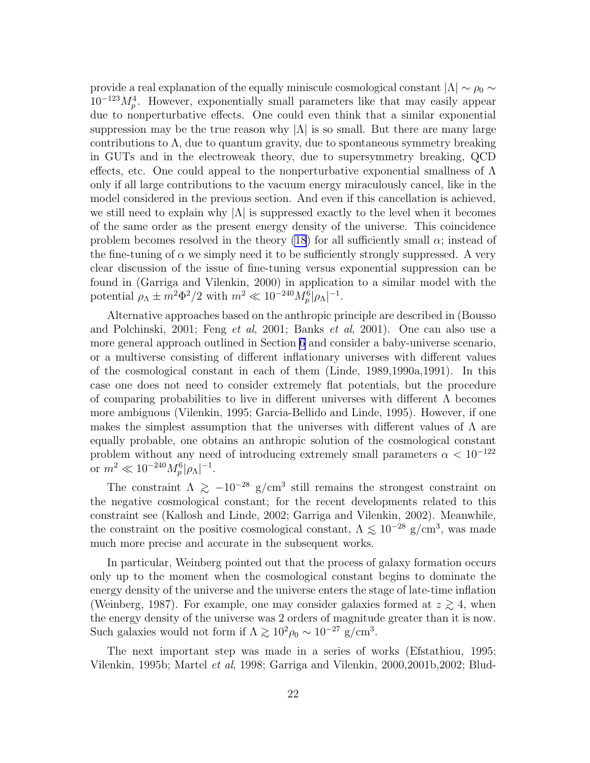provide a real explanation of the equally miniscule cosmological constant $|\Lambda| \sim \rho_0 \sim 10^{-123} M_p^4$. However, exponentially small parameters like that may easily appear due to nonperturbative effects. One could even think that a similar exponential suppression may be the true reason why $|\Lambda|$ is so small. But there are many large contributions to $\Lambda$, due to quantum gravity, due to spontaneous symmetry breaking in GUTs and in the electroweak theory, due to supersymmetry breaking, QCD effects, etc. One could appeal to the nonperturbative exponential smallness of $\Lambda$ only if all large contributions to the vacuum energy miraculously cancel, like in the model considered in the previous section. And even if this cancellation is achieved, we still need to explain why $|\Lambda|$ is suppressed exactly to the level when it becomes of the same order as the present energy density of the universe. This coincidence problem becomes resolved in the theory (18) for all sufficiently small $\alpha$; instead of the fine-tuning of $\alpha$ we simply need it to be sufficiently strongly suppressed. A very clear discussion of the issue of fine-tuning versus exponential suppression can be found in (Garriga and Vilenkin, 2000) in application to a similar model with the potential $\rho_\Lambda \pm m^2\Phi^2/2$ with $m^2 \ll 10^{-240} M_p^6 |\rho_\Lambda|^{-1}$.

Alternative approaches based on the anthropic principle are described in (Bousso and Polchinski, 2001; Feng *et al*, 2001; Banks *et al*, 2001). One can also use a more general approach outlined in Section 6 and consider a baby-universe scenario, or a multiverse consisting of different inflationary universes with different values of the cosmological constant in each of them (Linde, 1989,1990a,1991). In this case one does not need to consider extremely flat potentials, but the procedure of comparing probabilities to live in different universes with different $\Lambda$ becomes more ambiguous (Vilenkin, 1995; Garcia-Bellido and Linde, 1995). However, if one makes the simplest assumption that the universes with different values of $\Lambda$ are equally probable, one obtains an anthropic solution of the cosmological constant problem without any need of introducing extremely small parameters $\alpha < 10^{-122}$ or $m^2 \ll 10^{-240} M_p^6 |\rho_\Lambda|^{-1}$.

The constraint $\Lambda \gtrsim -10^{-28}$ g/cm$^3$ still remains the strongest constraint on the negative cosmological constant; for the recent developments related to this constraint see (Kallosh and Linde, 2002; Garriga and Vilenkin, 2002). Meanwhile, the constraint on the positive cosmological constant, $\Lambda \lesssim 10^{-28}$ g/cm$^3$, was made much more precise and accurate in the subsequent works.

In particular, Weinberg pointed out that the process of galaxy formation occurs only up to the moment when the cosmological constant begins to dominate the energy density of the universe and the universe enters the stage of late-time inflation (Weinberg, 1987). For example, one may consider galaxies formed at $z \gtrsim 4$, when the energy density of the universe was 2 orders of magnitude greater than it is now. Such galaxies would not form if $\Lambda \gtrsim 10^2 \rho_0 \sim 10^{-27}$ g/cm$^3$.

The next important step was made in a series of works (Efstathiou, 1995; Vilenkin, 1995b; Martel *et al*, 1998; Garriga and Vilenkin, 2000,2001b,2002; Blud-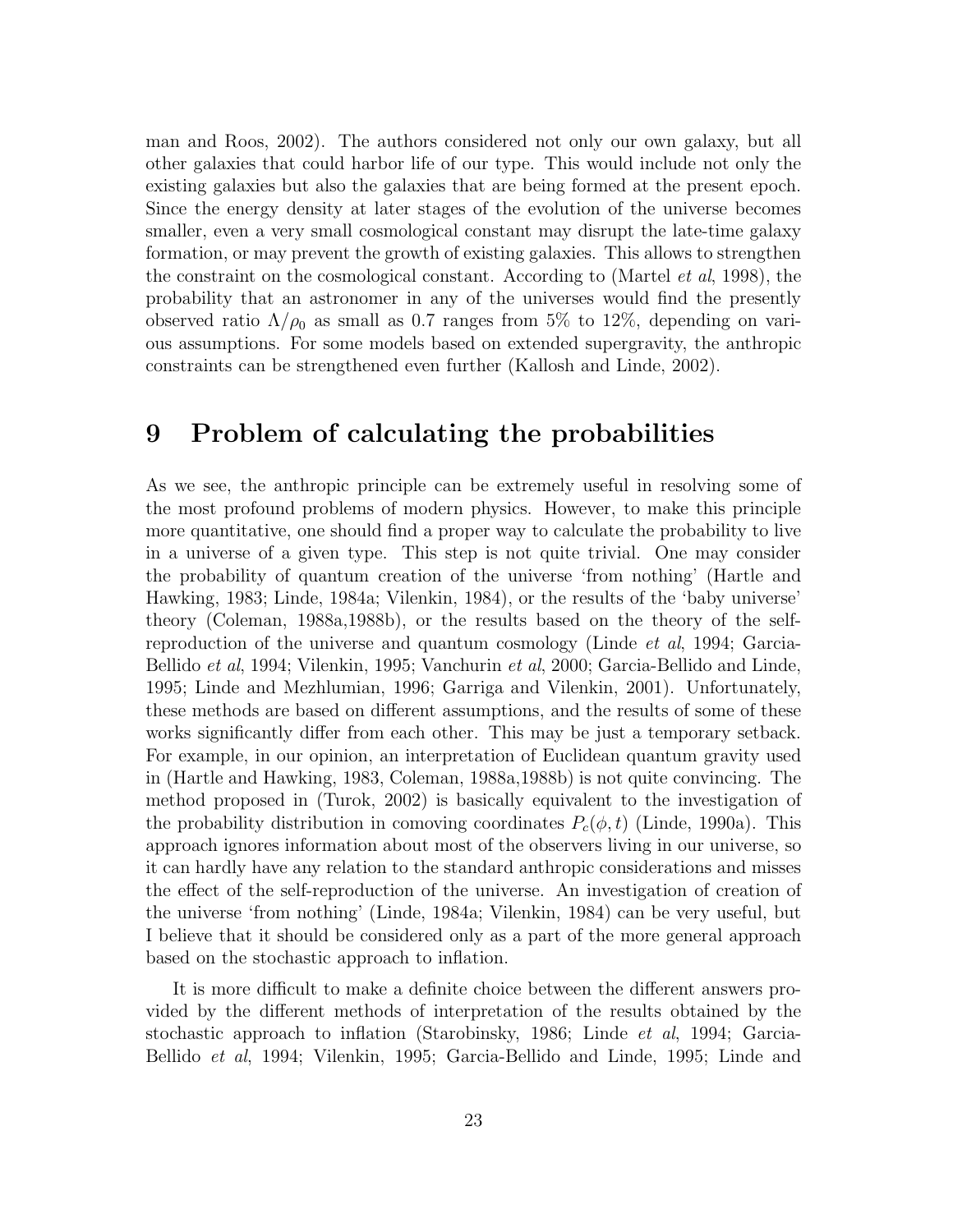man and Roos, 2002). The authors considered not only our own galaxy, but all other galaxies that could harbor life of our type. This would include not only the existing galaxies but also the galaxies that are being formed at the present epoch. Since the energy density at later stages of the evolution of the universe becomes smaller, even a very small cosmological constant may disrupt the late-time galaxy formation, or may prevent the growth of existing galaxies. This allows to strengthen the constraint on the cosmological constant. According to (Martel *et al*, 1998), the probability that an astronomer in any of the universes would find the presently observed ratio $\Lambda/\rho_0$ as small as 0.7 ranges from 5% to 12%, depending on various assumptions. For some models based on extended supergravity, the anthropic constraints can be strengthened even further (Kallosh and Linde, 2002).

# 9 Problem of calculating the probabilities

As we see, the anthropic principle can be extremely useful in resolving some of the most profound problems of modern physics. However, to make this principle more quantitative, one should find a proper way to calculate the probability to live in a universe of a given type. This step is not quite trivial. One may consider the probability of quantum creation of the universe 'from nothing' (Hartle and Hawking, 1983; Linde, 1984a; Vilenkin, 1984), or the results of the 'baby universe' theory (Coleman, 1988a,1988b), or the results based on the theory of the self-reproduction of the universe and quantum cosmology (Linde *et al*, 1994; Garcia-Bellido *et al*, 1994; Vilenkin, 1995; Vanchurin *et al*, 2000; Garcia-Bellido and Linde, 1995; Linde and Mezhlumian, 1996; Garriga and Vilenkin, 2001). Unfortunately, these methods are based on different assumptions, and the results of some of these works significantly differ from each other. This may be just a temporary setback. For example, in our opinion, an interpretation of Euclidean quantum gravity used in (Hartle and Hawking, 1983, Coleman, 1988a,1988b) is not quite convincing. The method proposed in (Turok, 2002) is basically equivalent to the investigation of the probability distribution in comoving coordinates $P_c(\phi, t)$ (Linde, 1990a). This approach ignores information about most of the observers living in our universe, so it can hardly have any relation to the standard anthropic considerations and misses the effect of the self-reproduction of the universe. An investigation of creation of the universe 'from nothing' (Linde, 1984a; Vilenkin, 1984) can be very useful, but I believe that it should be considered only as a part of the more general approach based on the stochastic approach to inflation.

It is more difficult to make a definite choice between the different answers provided by the different methods of interpretation of the results obtained by the stochastic approach to inflation (Starobinsky, 1986; Linde *et al*, 1994; Garcia-Bellido *et al*, 1994; Vilenkin, 1995; Garcia-Bellido and Linde, 1995; Linde and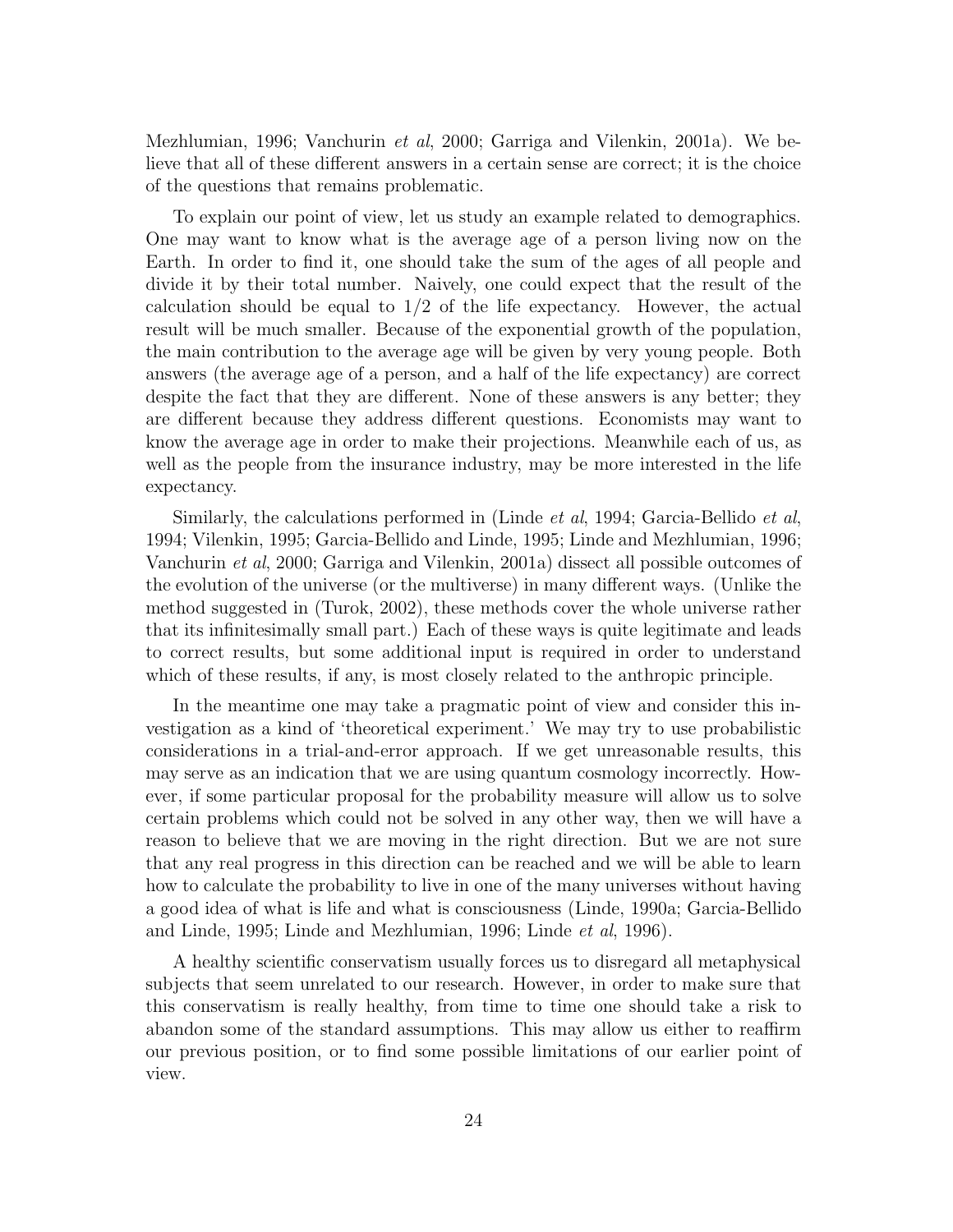Mezhlumian, 1996; Vanchurin *et al*, 2000; Garriga and Vilenkin, 2001a). We believe that all of these different answers in a certain sense are correct; it is the choice of the questions that remains problematic.

To explain our point of view, let us study an example related to demographics. One may want to know what is the average age of a person living now on the Earth. In order to find it, one should take the sum of the ages of all people and divide it by their total number. Naively, one could expect that the result of the calculation should be equal to 1/2 of the life expectancy. However, the actual result will be much smaller. Because of the exponential growth of the population, the main contribution to the average age will be given by very young people. Both answers (the average age of a person, and a half of the life expectancy) are correct despite the fact that they are different. None of these answers is any better; they are different because they address different questions. Economists may want to know the average age in order to make their projections. Meanwhile each of us, as well as the people from the insurance industry, may be more interested in the life expectancy.

Similarly, the calculations performed in (Linde *et al*, 1994; Garcia-Bellido *et al*, 1994; Vilenkin, 1995; Garcia-Bellido and Linde, 1995; Linde and Mezhlumian, 1996; Vanchurin *et al*, 2000; Garriga and Vilenkin, 2001a) dissect all possible outcomes of the evolution of the universe (or the multiverse) in many different ways. (Unlike the method suggested in (Turok, 2002), these methods cover the whole universe rather that its infinitesimally small part.) Each of these ways is quite legitimate and leads to correct results, but some additional input is required in order to understand which of these results, if any, is most closely related to the anthropic principle.

In the meantime one may take a pragmatic point of view and consider this investigation as a kind of 'theoretical experiment.' We may try to use probabilistic considerations in a trial-and-error approach. If we get unreasonable results, this may serve as an indication that we are using quantum cosmology incorrectly. However, if some particular proposal for the probability measure will allow us to solve certain problems which could not be solved in any other way, then we will have a reason to believe that we are moving in the right direction. But we are not sure that any real progress in this direction can be reached and we will be able to learn how to calculate the probability to live in one of the many universes without having a good idea of what is life and what is consciousness (Linde, 1990a; Garcia-Bellido and Linde, 1995; Linde and Mezhlumian, 1996; Linde *et al*, 1996).

A healthy scientific conservatism usually forces us to disregard all metaphysical subjects that seem unrelated to our research. However, in order to make sure that this conservatism is really healthy, from time to time one should take a risk to abandon some of the standard assumptions. This may allow us either to reaffirm our previous position, or to find some possible limitations of our earlier point of view.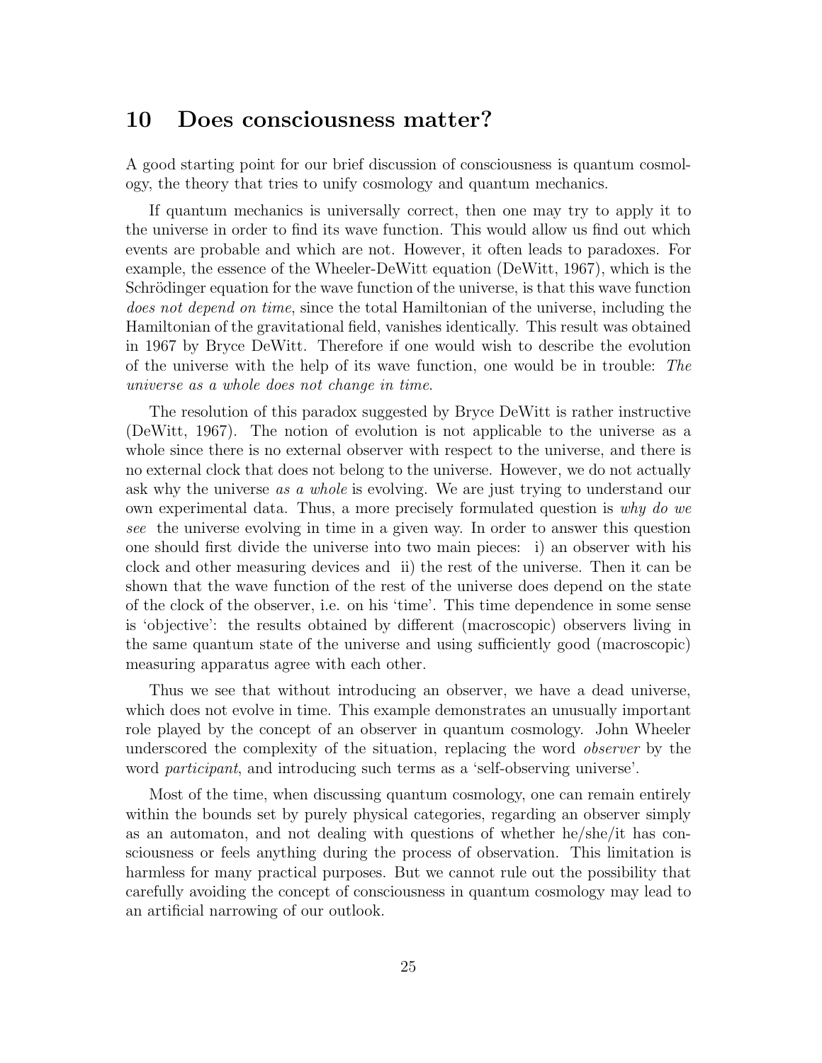## 10 Does consciousness matter?

A good starting point for our brief discussion of consciousness is quantum cosmology, the theory that tries to unify cosmology and quantum mechanics.

If quantum mechanics is universally correct, then one may try to apply it to the universe in order to find its wave function. This would allow us find out which events are probable and which are not. However, it often leads to paradoxes. For example, the essence of the Wheeler-DeWitt equation (DeWitt, 1967), which is the Schrödinger equation for the wave function of the universe, is that this wave function *does not depend on time*, since the total Hamiltonian of the universe, including the Hamiltonian of the gravitational field, vanishes identically. This result was obtained in 1967 by Bryce DeWitt. Therefore if one would wish to describe the evolution of the universe with the help of its wave function, one would be in trouble: *The universe as a whole does not change in time*.

The resolution of this paradox suggested by Bryce DeWitt is rather instructive (DeWitt, 1967). The notion of evolution is not applicable to the universe as a whole since there is no external observer with respect to the universe, and there is no external clock that does not belong to the universe. However, we do not actually ask why the universe *as a whole* is evolving. We are just trying to understand our own experimental data. Thus, a more precisely formulated question is *why do we see* the universe evolving in time in a given way. In order to answer this question one should first divide the universe into two main pieces: i) an observer with his clock and other measuring devices and ii) the rest of the universe. Then it can be shown that the wave function of the rest of the universe does depend on the state of the clock of the observer, i.e. on his 'time'. This time dependence in some sense is 'objective': the results obtained by different (macroscopic) observers living in the same quantum state of the universe and using sufficiently good (macroscopic) measuring apparatus agree with each other.

Thus we see that without introducing an observer, we have a dead universe, which does not evolve in time. This example demonstrates an unusually important role played by the concept of an observer in quantum cosmology. John Wheeler underscored the complexity of the situation, replacing the word *observer* by the word *participant*, and introducing such terms as a 'self-observing universe'.

Most of the time, when discussing quantum cosmology, one can remain entirely within the bounds set by purely physical categories, regarding an observer simply as an automaton, and not dealing with questions of whether he/she/it has consciousness or feels anything during the process of observation. This limitation is harmless for many practical purposes. But we cannot rule out the possibility that carefully avoiding the concept of consciousness in quantum cosmology may lead to an artificial narrowing of our outlook.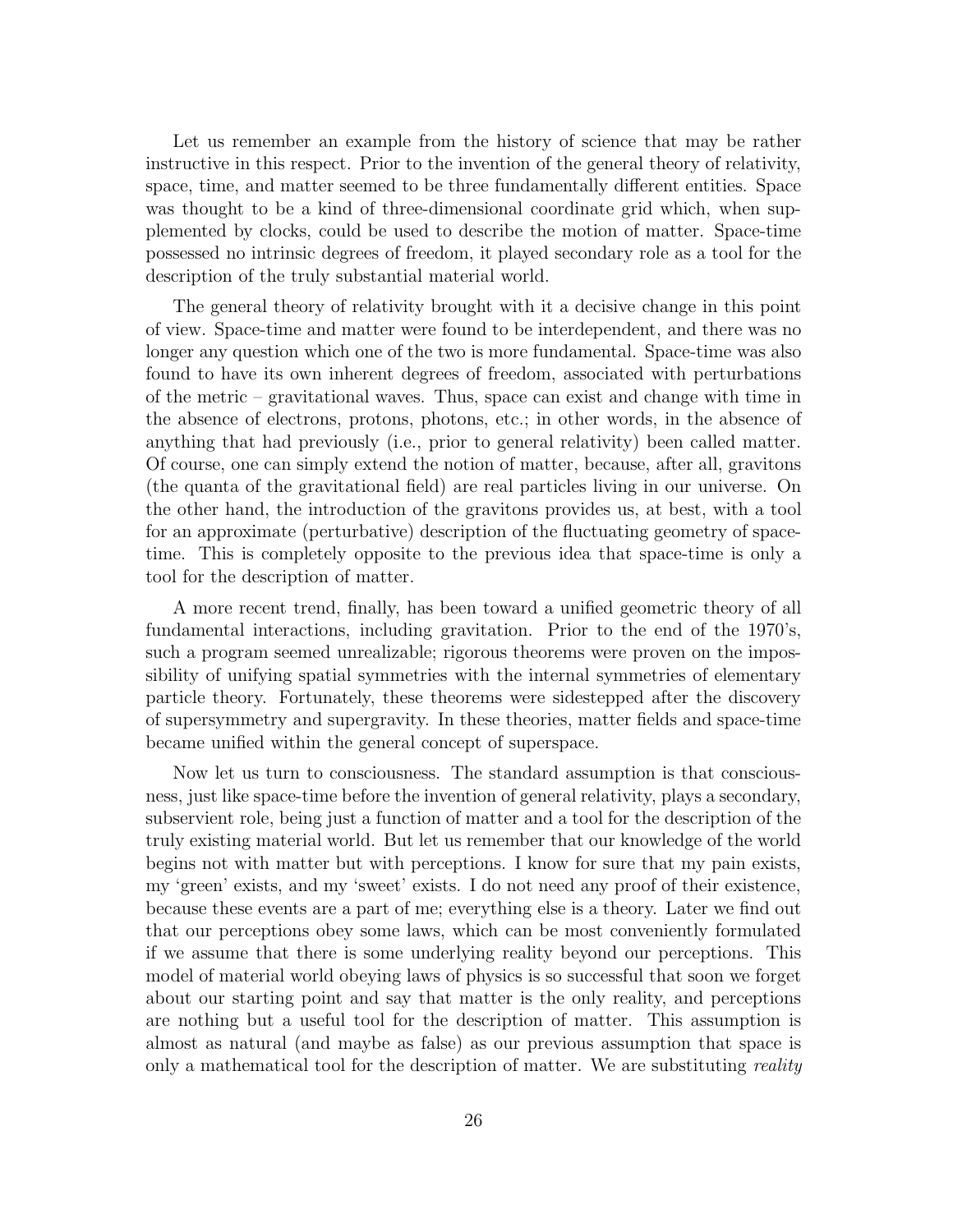Let us remember an example from the history of science that may be rather instructive in this respect. Prior to the invention of the general theory of relativity, space, time, and matter seemed to be three fundamentally different entities. Space was thought to be a kind of three-dimensional coordinate grid which, when supplemented by clocks, could be used to describe the motion of matter. Space-time possessed no intrinsic degrees of freedom, it played secondary role as a tool for the description of the truly substantial material world.

The general theory of relativity brought with it a decisive change in this point of view. Space-time and matter were found to be interdependent, and there was no longer any question which one of the two is more fundamental. Space-time was also found to have its own inherent degrees of freedom, associated with perturbations of the metric – gravitational waves. Thus, space can exist and change with time in the absence of electrons, protons, photons, etc.; in other words, in the absence of anything that had previously (i.e., prior to general relativity) been called matter. Of course, one can simply extend the notion of matter, because, after all, gravitons (the quanta of the gravitational field) are real particles living in our universe. On the other hand, the introduction of the gravitons provides us, at best, with a tool for an approximate (perturbative) description of the fluctuating geometry of space-time. This is completely opposite to the previous idea that space-time is only a tool for the description of matter.

A more recent trend, finally, has been toward a unified geometric theory of all fundamental interactions, including gravitation. Prior to the end of the 1970's, such a program seemed unrealizable; rigorous theorems were proven on the impossibility of unifying spatial symmetries with the internal symmetries of elementary particle theory. Fortunately, these theorems were sidestepped after the discovery of supersymmetry and supergravity. In these theories, matter fields and space-time became unified within the general concept of superspace.

Now let us turn to consciousness. The standard assumption is that consciousness, just like space-time before the invention of general relativity, plays a secondary, subservient role, being just a function of matter and a tool for the description of the truly existing material world. But let us remember that our knowledge of the world begins not with matter but with perceptions. I know for sure that my pain exists, my 'green' exists, and my 'sweet' exists. I do not need any proof of their existence, because these events are a part of me; everything else is a theory. Later we find out that our perceptions obey some laws, which can be most conveniently formulated if we assume that there is some underlying reality beyond our perceptions. This model of material world obeying laws of physics is so successful that soon we forget about our starting point and say that matter is the only reality, and perceptions are nothing but a useful tool for the description of matter. This assumption is almost as natural (and maybe as false) as our previous assumption that space is only a mathematical tool for the description of matter. We are substituting *reality*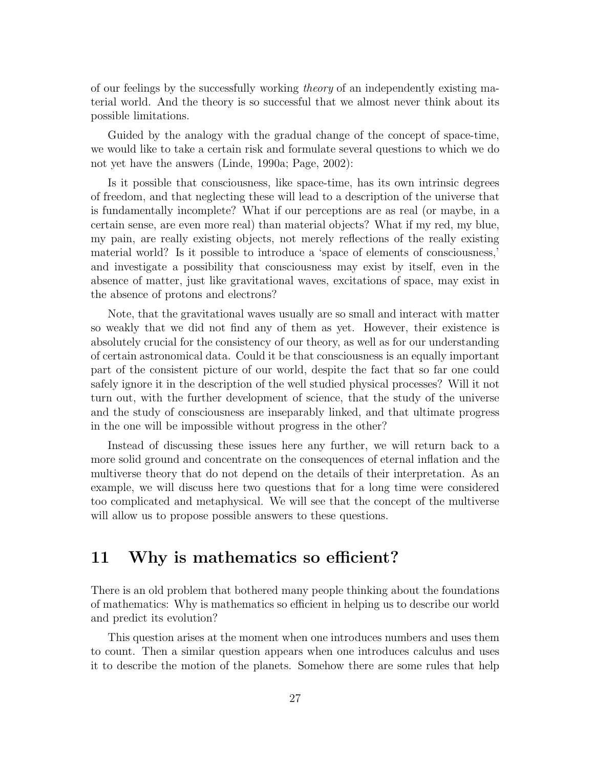of our feelings by the successfully working *theory* of an independently existing material world. And the theory is so successful that we almost never think about its possible limitations.

Guided by the analogy with the gradual change of the concept of space-time, we would like to take a certain risk and formulate several questions to which we do not yet have the answers (Linde, 1990a; Page, 2002):

Is it possible that consciousness, like space-time, has its own intrinsic degrees of freedom, and that neglecting these will lead to a description of the universe that is fundamentally incomplete? What if our perceptions are as real (or maybe, in a certain sense, are even more real) than material objects? What if my red, my blue, my pain, are really existing objects, not merely reflections of the really existing material world? Is it possible to introduce a 'space of elements of consciousness,' and investigate a possibility that consciousness may exist by itself, even in the absence of matter, just like gravitational waves, excitations of space, may exist in the absence of protons and electrons?

Note, that the gravitational waves usually are so small and interact with matter so weakly that we did not find any of them as yet. However, their existence is absolutely crucial for the consistency of our theory, as well as for our understanding of certain astronomical data. Could it be that consciousness is an equally important part of the consistent picture of our world, despite the fact that so far one could safely ignore it in the description of the well studied physical processes? Will it not turn out, with the further development of science, that the study of the universe and the study of consciousness are inseparably linked, and that ultimate progress in the one will be impossible without progress in the other?

Instead of discussing these issues here any further, we will return back to a more solid ground and concentrate on the consequences of eternal inflation and the multiverse theory that do not depend on the details of their interpretation. As an example, we will discuss here two questions that for a long time were considered too complicated and metaphysical. We will see that the concept of the multiverse will allow us to propose possible answers to these questions.

## 11 Why is mathematics so efficient?

There is an old problem that bothered many people thinking about the foundations of mathematics: Why is mathematics so efficient in helping us to describe our world and predict its evolution?

This question arises at the moment when one introduces numbers and uses them to count. Then a similar question appears when one introduces calculus and uses it to describe the motion of the planets. Somehow there are some rules that help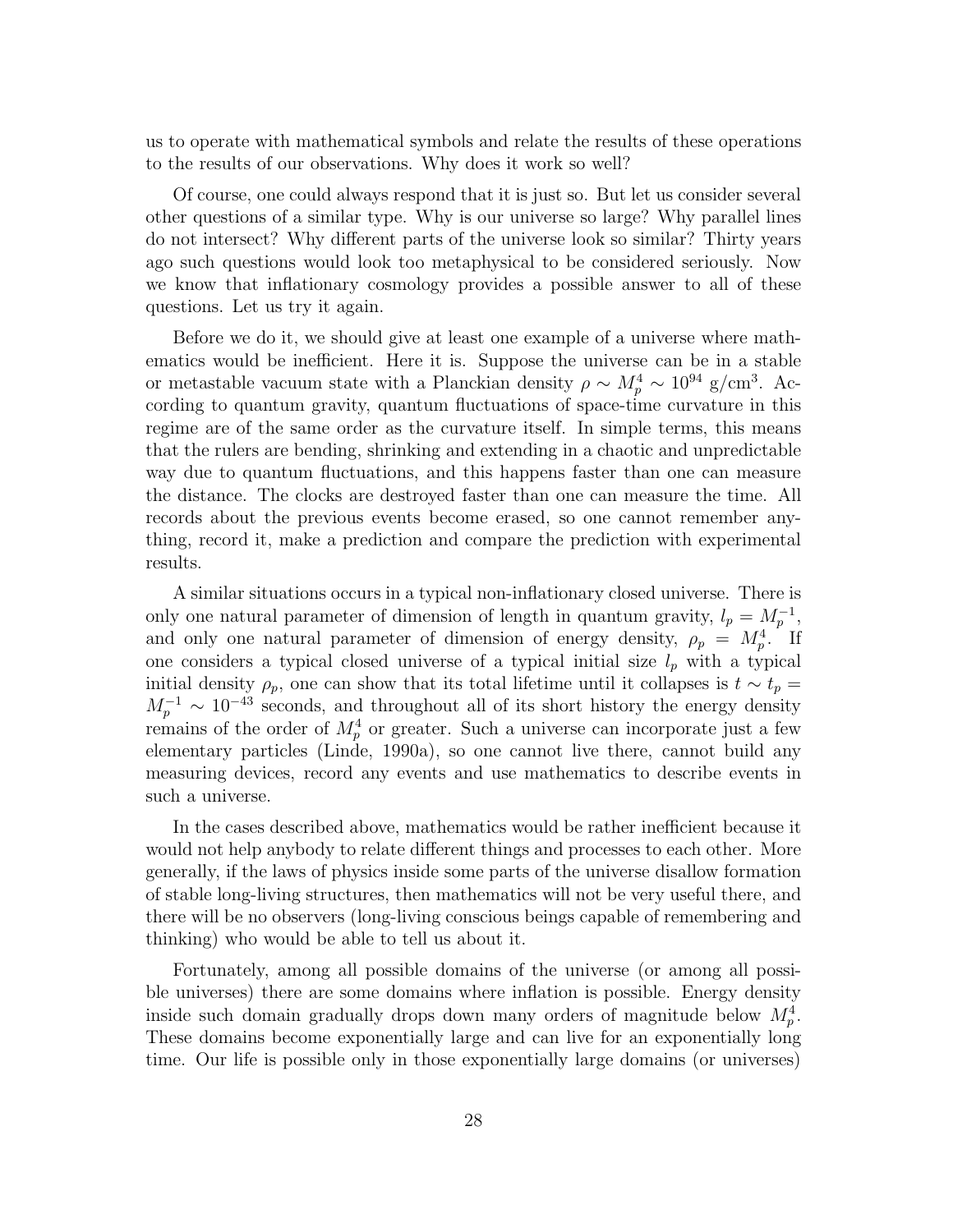us to operate with mathematical symbols and relate the results of these operations to the results of our observations. Why does it work so well?

Of course, one could always respond that it is just so. But let us consider several other questions of a similar type. Why is our universe so large? Why parallel lines do not intersect? Why different parts of the universe look so similar? Thirty years ago such questions would look too metaphysical to be considered seriously. Now we know that inflationary cosmology provides a possible answer to all of these questions. Let us try it again.

Before we do it, we should give at least one example of a universe where mathematics would be inefficient. Here it is. Suppose the universe can be in a stable or metastable vacuum state with a Planckian density $\rho \sim M_p^4 \sim 10^{94}$ g/cm$^3$. According to quantum gravity, quantum fluctuations of space-time curvature in this regime are of the same order as the curvature itself. In simple terms, this means that the rulers are bending, shrinking and extending in a chaotic and unpredictable way due to quantum fluctuations, and this happens faster than one can measure the distance. The clocks are destroyed faster than one can measure the time. All records about the previous events become erased, so one cannot remember anything, record it, make a prediction and compare the prediction with experimental results.

A similar situations occurs in a typical non-inflationary closed universe. There is only one natural parameter of dimension of length in quantum gravity, $l_p = M_p^{-1}$, and only one natural parameter of dimension of energy density, $\rho_p = M_p^4$. If one considers a typical closed universe of a typical initial size $l_p$ with a typical initial density $\rho_p$, one can show that its total lifetime until it collapses is $t \sim t_p = M_p^{-1} \sim 10^{-43}$ seconds, and throughout all of its short history the energy density remains of the order of $M_p^4$ or greater. Such a universe can incorporate just a few elementary particles (Linde, 1990a), so one cannot live there, cannot build any measuring devices, record any events and use mathematics to describe events in such a universe.

In the cases described above, mathematics would be rather inefficient because it would not help anybody to relate different things and processes to each other. More generally, if the laws of physics inside some parts of the universe disallow formation of stable long-living structures, then mathematics will not be very useful there, and there will be no observers (long-living conscious beings capable of remembering and thinking) who would be able to tell us about it.

Fortunately, among all possible domains of the universe (or among all possible universes) there are some domains where inflation is possible. Energy density inside such domain gradually drops down many orders of magnitude below $M_p^4$. These domains become exponentially large and can live for an exponentially long time. Our life is possible only in those exponentially large domains (or universes)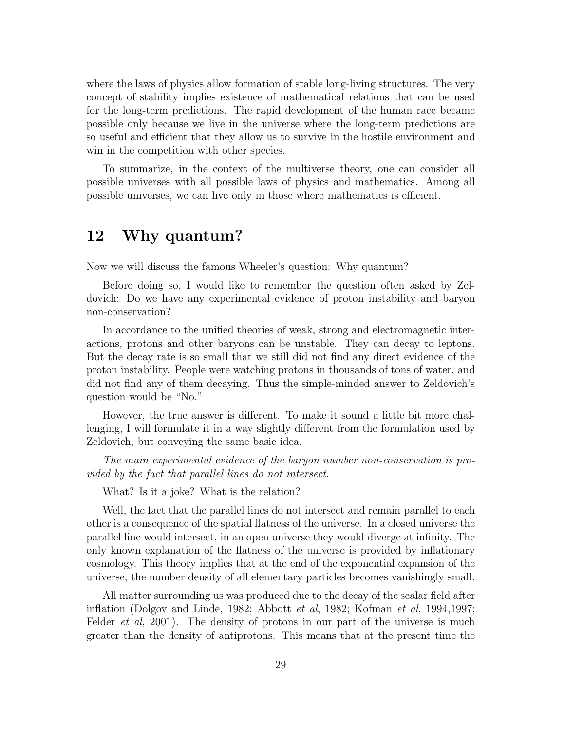where the laws of physics allow formation of stable long-living structures. The very concept of stability implies existence of mathematical relations that can be used for the long-term predictions. The rapid development of the human race became possible only because we live in the universe where the long-term predictions are so useful and efficient that they allow us to survive in the hostile environment and win in the competition with other species.

To summarize, in the context of the multiverse theory, one can consider all possible universes with all possible laws of physics and mathematics. Among all possible universes, we can live only in those where mathematics is efficient.

## 12 Why quantum?

Now we will discuss the famous Wheeler's question: Why quantum?

Before doing so, I would like to remember the question often asked by Zeldovich: Do we have any experimental evidence of proton instability and baryon non-conservation?

In accordance to the unified theories of weak, strong and electromagnetic interactions, protons and other baryons can be unstable. They can decay to leptons. But the decay rate is so small that we still did not find any direct evidence of the proton instability. People were watching protons in thousands of tons of water, and did not find any of them decaying. Thus the simple-minded answer to Zeldovich's question would be "No."

However, the true answer is different. To make it sound a little bit more challenging, I will formulate it in a way slightly different from the formulation used by Zeldovich, but conveying the same basic idea.

*The main experimental evidence of the baryon number non-conservation is provided by the fact that parallel lines do not intersect.*

What? Is it a joke? What is the relation?

Well, the fact that the parallel lines do not intersect and remain parallel to each other is a consequence of the spatial flatness of the universe. In a closed universe the parallel line would intersect, in an open universe they would diverge at infinity. The only known explanation of the flatness of the universe is provided by inflationary cosmology. This theory implies that at the end of the exponential expansion of the universe, the number density of all elementary particles becomes vanishingly small.

All matter surrounding us was produced due to the decay of the scalar field after inflation (Dolgov and Linde, 1982; Abbott *et al*, 1982; Kofman *et al*, 1994,1997; Felder *et al*, 2001). The density of protons in our part of the universe is much greater than the density of antiprotons. This means that at the present time the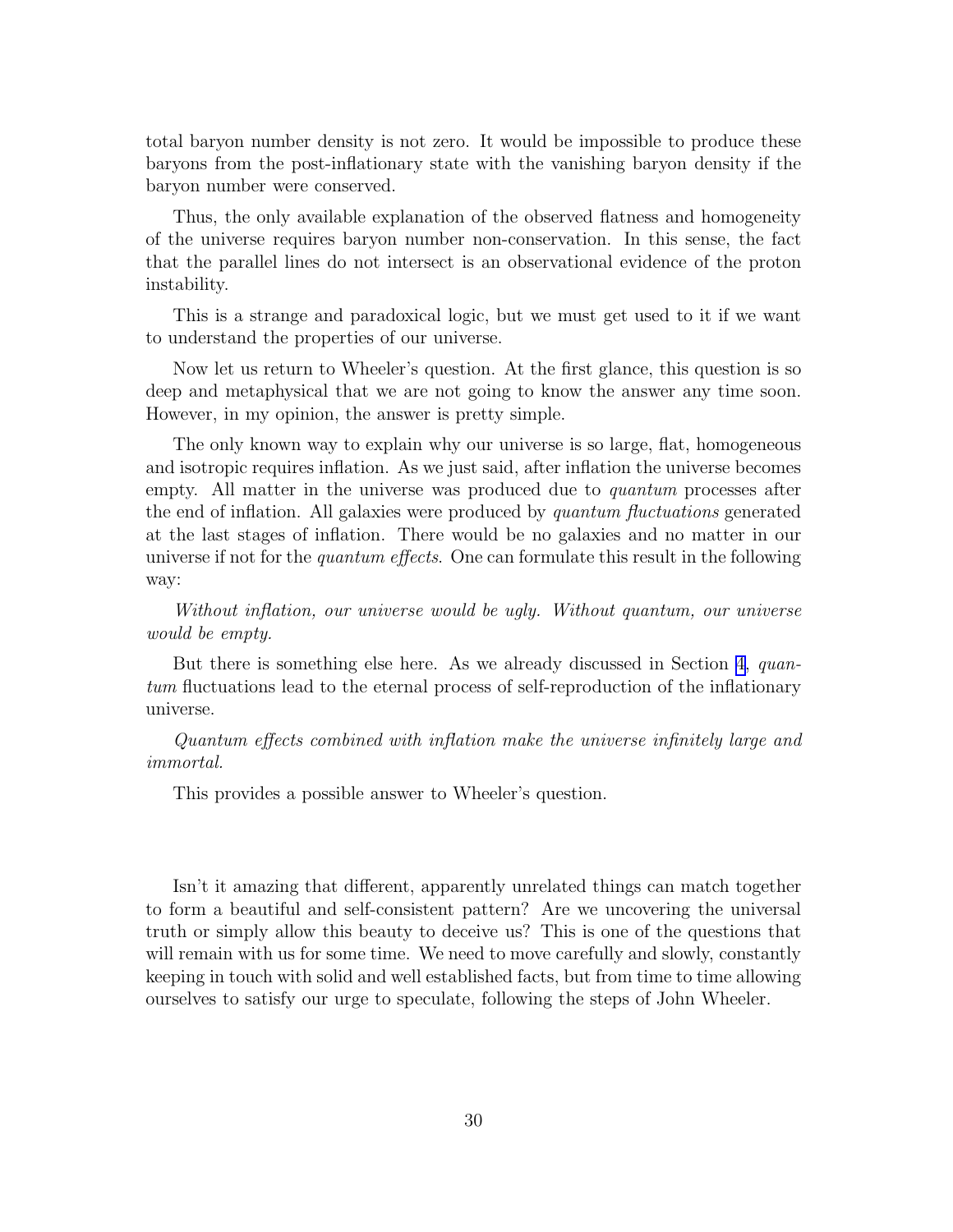total baryon number density is not zero. It would be impossible to produce these baryons from the post-inflationary state with the vanishing baryon density if the baryon number were conserved.

Thus, the only available explanation of the observed flatness and homogeneity of the universe requires baryon number non-conservation. In this sense, the fact that the parallel lines do not intersect is an observational evidence of the proton instability.

This is a strange and paradoxical logic, but we must get used to it if we want to understand the properties of our universe.

Now let us return to Wheeler's question. At the first glance, this question is so deep and metaphysical that we are not going to know the answer any time soon. However, in my opinion, the answer is pretty simple.

The only known way to explain why our universe is so large, flat, homogeneous and isotropic requires inflation. As we just said, after inflation the universe becomes empty. All matter in the universe was produced due to *quantum* processes after the end of inflation. All galaxies were produced by *quantum fluctuations* generated at the last stages of inflation. There would be no galaxies and no matter in our universe if not for the *quantum effects*. One can formulate this result in the following way:

*Without inflation, our universe would be ugly. Without quantum, our universe would be empty.*

But there is something else here. As we already discussed in Section 4, *quantum* fluctuations lead to the eternal process of self-reproduction of the inflationary universe.

*Quantum effects combined with inflation make the universe infinitely large and immortal.*

This provides a possible answer to Wheeler's question.

Isn't it amazing that different, apparently unrelated things can match together to form a beautiful and self-consistent pattern? Are we uncovering the universal truth or simply allow this beauty to deceive us? This is one of the questions that will remain with us for some time. We need to move carefully and slowly, constantly keeping in touch with solid and well established facts, but from time to time allowing ourselves to satisfy our urge to speculate, following the steps of John Wheeler.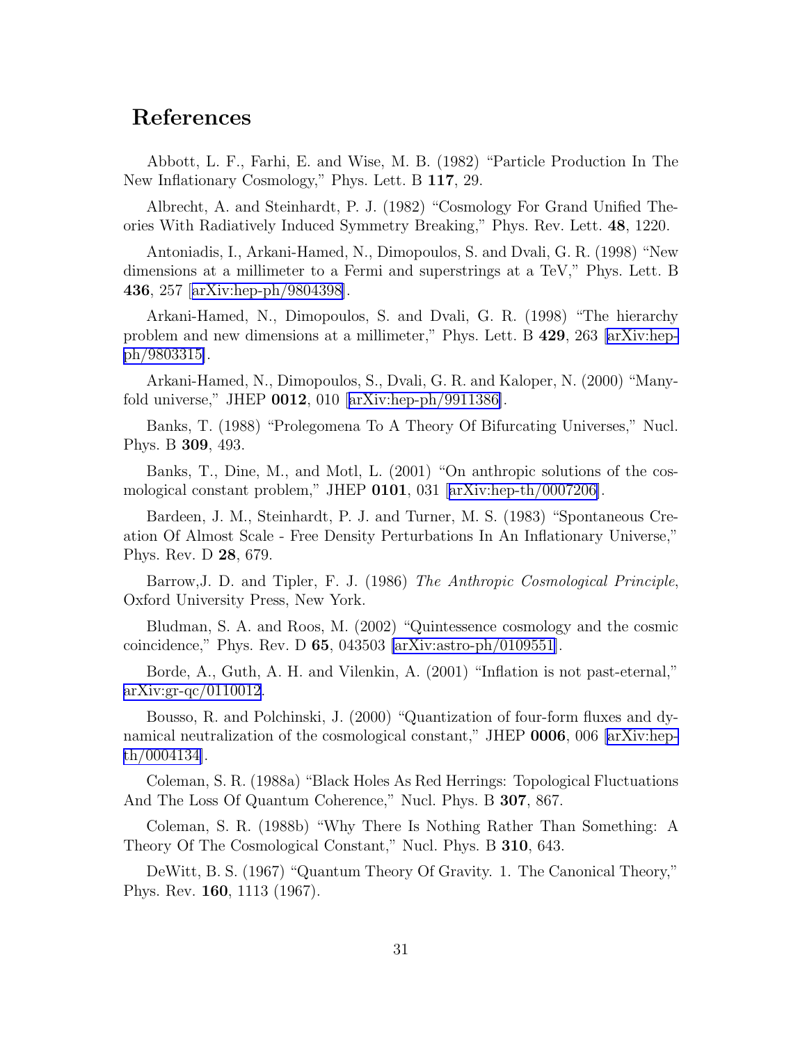# References

Abbott, L. F., Farhi, E. and Wise, M. B. (1982) "Particle Production In The New Inflationary Cosmology," Phys. Lett. B **117**, 29.

Albrecht, A. and Steinhardt, P. J. (1982) "Cosmology For Grand Unified Theories With Radiatively Induced Symmetry Breaking," Phys. Rev. Lett. **48**, 1220.

Antoniadis, I., Arkani-Hamed, N., Dimopoulos, S. and Dvali, G. R. (1998) "New dimensions at a millimeter to a Fermi and superstrings at a TeV," Phys. Lett. B **436**, 257 [arXiv:hep-ph/9804398].

Arkani-Hamed, N., Dimopoulos, S. and Dvali, G. R. (1998) "The hierarchy problem and new dimensions at a millimeter," Phys. Lett. B **429**, 263 [arXiv:hep-ph/9803315].

Arkani-Hamed, N., Dimopoulos, S., Dvali, G. R. and Kaloper, N. (2000) "Manyfold universe," JHEP **0012**, 010 [arXiv:hep-ph/9911386].

Banks, T. (1988) "Prolegomena To A Theory Of Bifurcating Universes," Nucl. Phys. B **309**, 493.

Banks, T., Dine, M., and Motl, L. (2001) "On anthropic solutions of the cosmological constant problem," JHEP **0101**, 031 [arXiv:hep-th/0007206].

Bardeen, J. M., Steinhardt, P. J. and Turner, M. S. (1983) "Spontaneous Creation Of Almost Scale - Free Density Perturbations In An Inflationary Universe," Phys. Rev. D **28**, 679.

Barrow,J. D. and Tipler, F. J. (1986) *The Anthropic Cosmological Principle*, Oxford University Press, New York.

Bludman, S. A. and Roos, M. (2002) "Quintessence cosmology and the cosmic coincidence," Phys. Rev. D **65**, 043503 [arXiv:astro-ph/0109551].

Borde, A., Guth, A. H. and Vilenkin, A. (2001) "Inflation is not past-eternal," arXiv:gr-qc/0110012.

Bousso, R. and Polchinski, J. (2000) "Quantization of four-form fluxes and dynamical neutralization of the cosmological constant," JHEP **0006**, 006 [arXiv:hep-th/0004134].

Coleman, S. R. (1988a) "Black Holes As Red Herrings: Topological Fluctuations And The Loss Of Quantum Coherence," Nucl. Phys. B **307**, 867.

Coleman, S. R. (1988b) "Why There Is Nothing Rather Than Something: A Theory Of The Cosmological Constant," Nucl. Phys. B **310**, 643.

DeWitt, B. S. (1967) "Quantum Theory Of Gravity. 1. The Canonical Theory," Phys. Rev. **160**, 1113 (1967).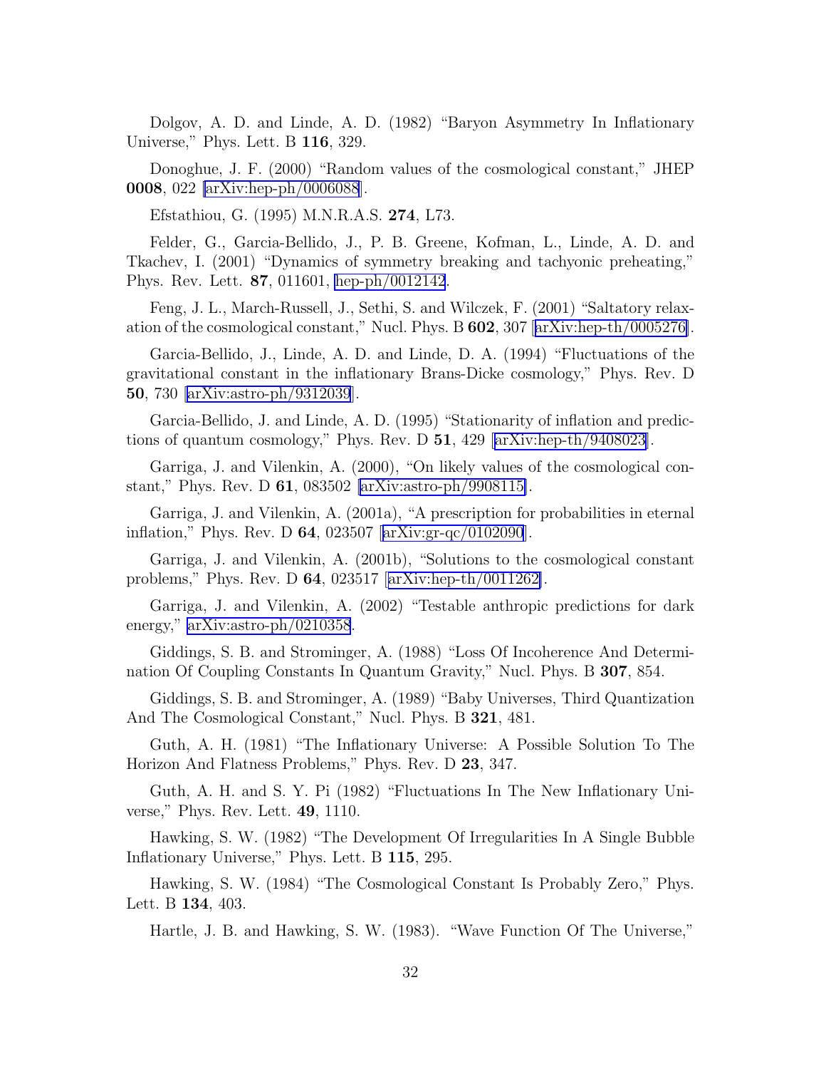Dolgov, A. D. and Linde, A. D. (1982) "Baryon Asymmetry In Inflationary Universe," Phys. Lett. B **116**, 329.

Donoghue, J. F. (2000) "Random values of the cosmological constant," JHEP **0008**, 022 [arXiv:hep-ph/0006088].

Efstathiou, G. (1995) M.N.R.A.S. **274**, L73.

Felder, G., Garcia-Bellido, J., P. B. Greene, Kofman, L., Linde, A. D. and Tkachev, I. (2001) "Dynamics of symmetry breaking and tachyonic preheating," Phys. Rev. Lett. **87**, 011601, hep-ph/0012142.

Feng, J. L., March-Russell, J., Sethi, S. and Wilczek, F. (2001) "Saltatory relaxation of the cosmological constant," Nucl. Phys. B **602**, 307 [arXiv:hep-th/0005276].

Garcia-Bellido, J., Linde, A. D. and Linde, D. A. (1994) "Fluctuations of the gravitational constant in the inflationary Brans-Dicke cosmology," Phys. Rev. D **50**, 730 [arXiv:astro-ph/9312039].

Garcia-Bellido, J. and Linde, A. D. (1995) "Stationarity of inflation and predictions of quantum cosmology," Phys. Rev. D **51**, 429 [arXiv:hep-th/9408023].

Garriga, J. and Vilenkin, A. (2000), "On likely values of the cosmological constant," Phys. Rev. D **61**, 083502 [arXiv:astro-ph/9908115].

Garriga, J. and Vilenkin, A. (2001a), "A prescription for probabilities in eternal inflation," Phys. Rev. D **64**, 023507 [arXiv:gr-qc/0102090].

Garriga, J. and Vilenkin, A. (2001b), "Solutions to the cosmological constant problems," Phys. Rev. D **64**, 023517 [arXiv:hep-th/0011262].

Garriga, J. and Vilenkin, A. (2002) "Testable anthropic predictions for dark energy," arXiv:astro-ph/0210358.

Giddings, S. B. and Strominger, A. (1988) "Loss Of Incoherence And Determination Of Coupling Constants In Quantum Gravity," Nucl. Phys. B **307**, 854.

Giddings, S. B. and Strominger, A. (1989) "Baby Universes, Third Quantization And The Cosmological Constant," Nucl. Phys. B **321**, 481.

Guth, A. H. (1981) "The Inflationary Universe: A Possible Solution To The Horizon And Flatness Problems," Phys. Rev. D **23**, 347.

Guth, A. H. and S. Y. Pi (1982) "Fluctuations In The New Inflationary Universe," Phys. Rev. Lett. **49**, 1110.

Hawking, S. W. (1982) "The Development Of Irregularities In A Single Bubble Inflationary Universe," Phys. Lett. B **115**, 295.

Hawking, S. W. (1984) "The Cosmological Constant Is Probably Zero," Phys. Lett. B **134**, 403.

Hartle, J. B. and Hawking, S. W. (1983). "Wave Function Of The Universe,"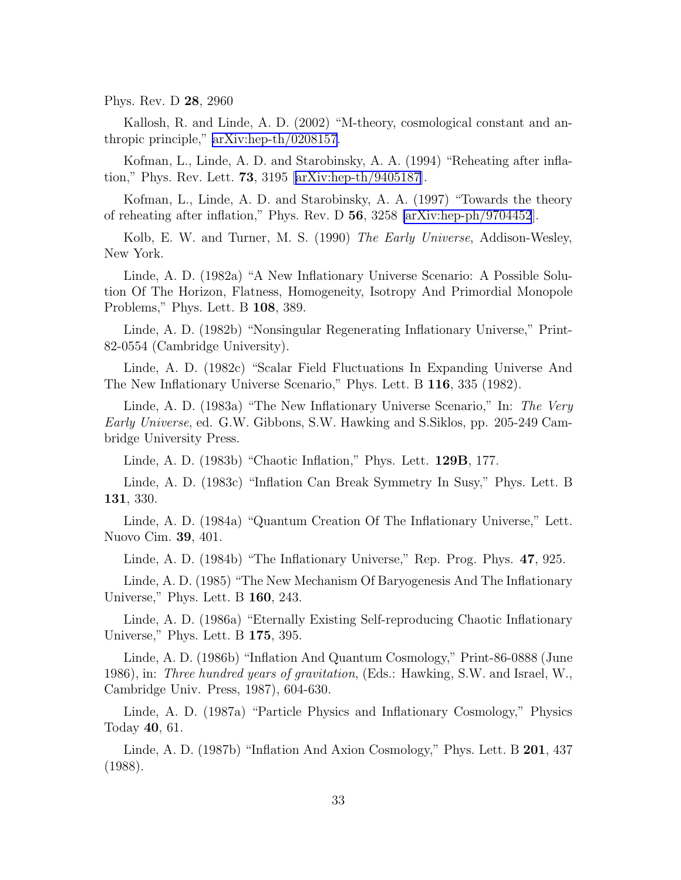Phys. Rev. D **28**, 2960

Kallosh, R. and Linde, A. D. (2002) "M-theory, cosmological constant and anthropic principle," arXiv:hep-th/0208157.

Kofman, L., Linde, A. D. and Starobinsky, A. A. (1994) "Reheating after inflation," Phys. Rev. Lett. **73**, 3195 [arXiv:hep-th/9405187].

Kofman, L., Linde, A. D. and Starobinsky, A. A. (1997) "Towards the theory of reheating after inflation," Phys. Rev. D **56**, 3258 [arXiv:hep-ph/9704452].

Kolb, E. W. and Turner, M. S. (1990) *The Early Universe*, Addison-Wesley, New York.

Linde, A. D. (1982a) "A New Inflationary Universe Scenario: A Possible Solution Of The Horizon, Flatness, Homogeneity, Isotropy And Primordial Monopole Problems," Phys. Lett. B **108**, 389.

Linde, A. D. (1982b) "Nonsingular Regenerating Inflationary Universe," Print-82-0554 (Cambridge University).

Linde, A. D. (1982c) "Scalar Field Fluctuations In Expanding Universe And The New Inflationary Universe Scenario," Phys. Lett. B **116**, 335 (1982).

Linde, A. D. (1983a) "The New Inflationary Universe Scenario," In: *The Very Early Universe*, ed. G.W. Gibbons, S.W. Hawking and S.Siklos, pp. 205-249 Cambridge University Press.

Linde, A. D. (1983b) "Chaotic Inflation," Phys. Lett. **129B**, 177.

Linde, A. D. (1983c) "Inflation Can Break Symmetry In Susy," Phys. Lett. B **131**, 330.

Linde, A. D. (1984a) "Quantum Creation Of The Inflationary Universe," Lett. Nuovo Cim. **39**, 401.

Linde, A. D. (1984b) "The Inflationary Universe," Rep. Prog. Phys. **47**, 925.

Linde, A. D. (1985) "The New Mechanism Of Baryogenesis And The Inflationary Universe," Phys. Lett. B **160**, 243.

Linde, A. D. (1986a) "Eternally Existing Self-reproducing Chaotic Inflationary Universe," Phys. Lett. B **175**, 395.

Linde, A. D. (1986b) "Inflation And Quantum Cosmology," Print-86-0888 (June 1986), in: *Three hundred years of gravitation*, (Eds.: Hawking, S.W. and Israel, W., Cambridge Univ. Press, 1987), 604-630.

Linde, A. D. (1987a) "Particle Physics and Inflationary Cosmology," Physics Today **40**, 61.

Linde, A. D. (1987b) "Inflation And Axion Cosmology," Phys. Lett. B **201**, 437 (1988).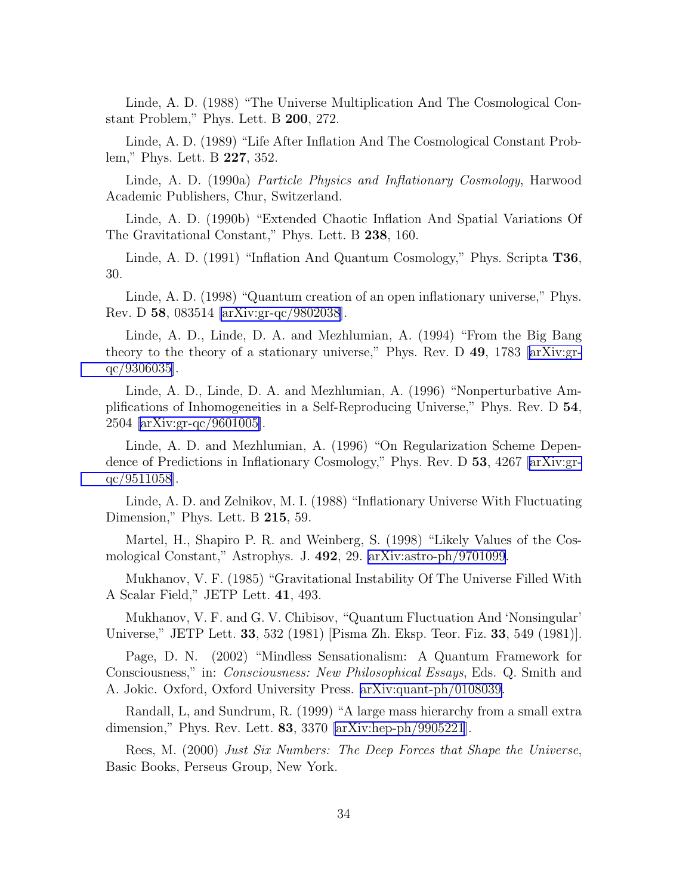Linde, A. D. (1988) "The Universe Multiplication And The Cosmological Constant Problem," Phys. Lett. B **200**, 272.

Linde, A. D. (1989) "Life After Inflation And The Cosmological Constant Problem," Phys. Lett. B **227**, 352.

Linde, A. D. (1990a) *Particle Physics and Inflationary Cosmology*, Harwood Academic Publishers, Chur, Switzerland.

Linde, A. D. (1990b) "Extended Chaotic Inflation And Spatial Variations Of The Gravitational Constant," Phys. Lett. B **238**, 160.

Linde, A. D. (1991) "Inflation And Quantum Cosmology," Phys. Scripta **T36**, 30.

Linde, A. D. (1998) "Quantum creation of an open inflationary universe," Phys. Rev. D **58**, 083514 [arXiv:gr-qc/9802038].

Linde, A. D., Linde, D. A. and Mezhlumian, A. (1994) "From the Big Bang theory to the theory of a stationary universe," Phys. Rev. D **49**, 1783 [arXiv:gr-qc/9306035].

Linde, A. D., Linde, D. A. and Mezhlumian, A. (1996) "Nonperturbative Amplifications of Inhomogeneities in a Self-Reproducing Universe," Phys. Rev. D **54**, 2504 [arXiv:gr-qc/9601005].

Linde, A. D. and Mezhlumian, A. (1996) "On Regularization Scheme Dependence of Predictions in Inflationary Cosmology," Phys. Rev. D **53**, 4267 [arXiv:gr-qc/9511058].

Linde, A. D. and Zelnikov, M. I. (1988) "Inflationary Universe With Fluctuating Dimension," Phys. Lett. B **215**, 59.

Martel, H., Shapiro P. R. and Weinberg, S. (1998) "Likely Values of the Cosmological Constant," Astrophys. J. **492**, 29. arXiv:astro-ph/9701099.

Mukhanov, V. F. (1985) "Gravitational Instability Of The Universe Filled With A Scalar Field," JETP Lett. **41**, 493.

Mukhanov, V. F. and G. V. Chibisov, "Quantum Fluctuation And 'Nonsingular' Universe," JETP Lett. **33**, 532 (1981) [Pisma Zh. Eksp. Teor. Fiz. **33**, 549 (1981)].

Page, D. N. (2002) "Mindless Sensationalism: A Quantum Framework for Consciousness," in: *Consciousness: New Philosophical Essays*, Eds. Q. Smith and A. Jokic. Oxford, Oxford University Press. arXiv:quant-ph/0108039.

Randall, L, and Sundrum, R. (1999) "A large mass hierarchy from a small extra dimension," Phys. Rev. Lett. **83**, 3370 [arXiv:hep-ph/9905221].

Rees, M. (2000) *Just Six Numbers: The Deep Forces that Shape the Universe*, Basic Books, Perseus Group, New York.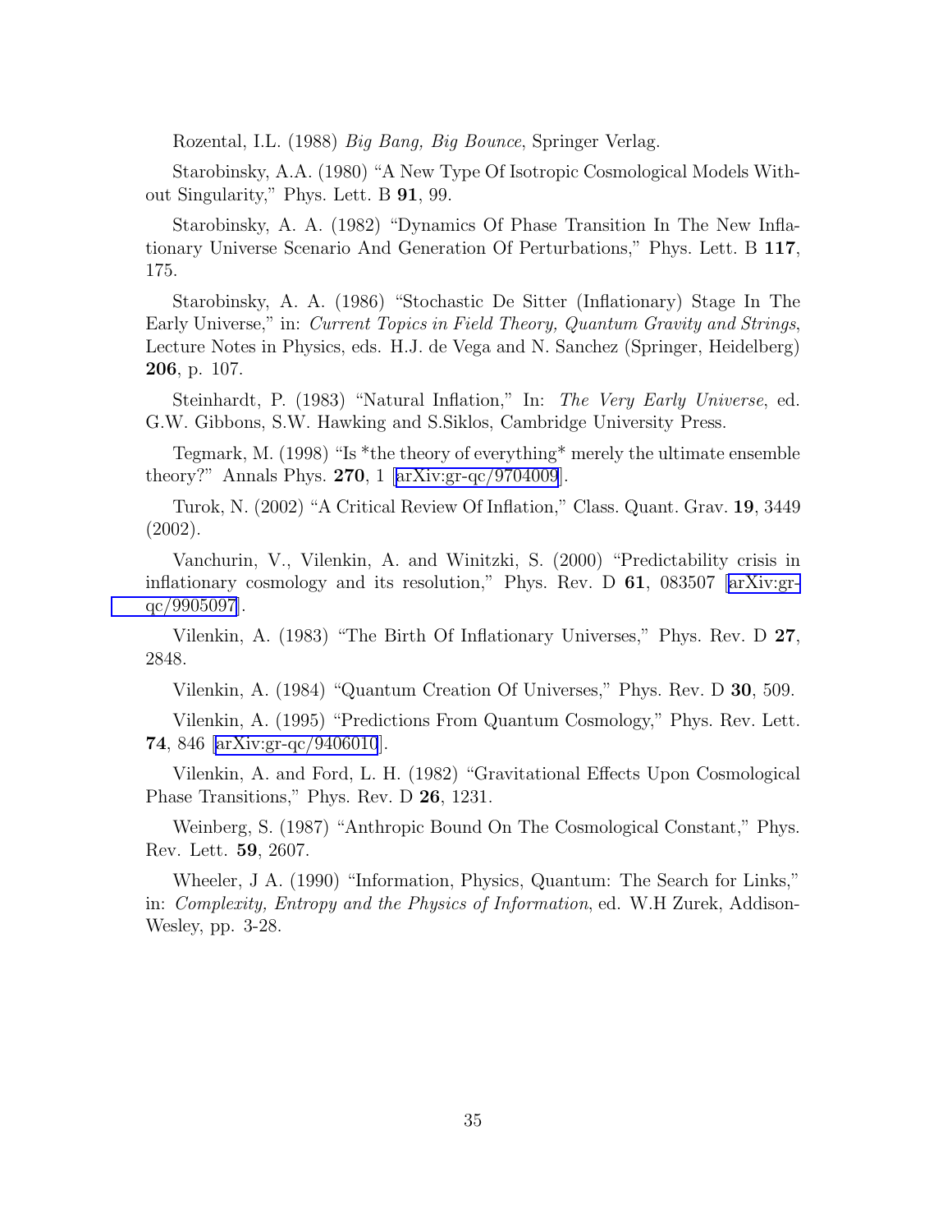Rozental, I.L. (1988) *Big Bang, Big Bounce*, Springer Verlag.

Starobinsky, A.A. (1980) "A New Type Of Isotropic Cosmological Models Without Singularity," Phys. Lett. B **91**, 99.

Starobinsky, A. A. (1982) "Dynamics Of Phase Transition In The New Inflationary Universe Scenario And Generation Of Perturbations," Phys. Lett. B **117**, 175.

Starobinsky, A. A. (1986) "Stochastic De Sitter (Inflationary) Stage In The Early Universe," in: *Current Topics in Field Theory, Quantum Gravity and Strings*, Lecture Notes in Physics, eds. H.J. de Vega and N. Sanchez (Springer, Heidelberg) **206**, p. 107.

Steinhardt, P. (1983) "Natural Inflation," In: *The Very Early Universe*, ed. G.W. Gibbons, S.W. Hawking and S.Siklos, Cambridge University Press.

Tegmark, M. (1998) "Is *the theory of everything* merely the ultimate ensemble theory?" Annals Phys. **270**, 1 [arXiv:gr-qc/9704009].

Turok, N. (2002) "A Critical Review Of Inflation," Class. Quant. Grav. **19**, 3449 (2002).

Vanchurin, V., Vilenkin, A. and Winitzki, S. (2000) "Predictability crisis in inflationary cosmology and its resolution," Phys. Rev. D **61**, 083507 [arXiv:gr-qc/9905097].

Vilenkin, A. (1983) "The Birth Of Inflationary Universes," Phys. Rev. D **27**, 2848.

Vilenkin, A. (1984) "Quantum Creation Of Universes," Phys. Rev. D **30**, 509.

Vilenkin, A. (1995) "Predictions From Quantum Cosmology," Phys. Rev. Lett. **74**, 846 [arXiv:gr-qc/9406010].

Vilenkin, A. and Ford, L. H. (1982) "Gravitational Effects Upon Cosmological Phase Transitions," Phys. Rev. D **26**, 1231.

Weinberg, S. (1987) "Anthropic Bound On The Cosmological Constant," Phys. Rev. Lett. **59**, 2607.

Wheeler, J A. (1990) "Information, Physics, Quantum: The Search for Links," in: *Complexity, Entropy and the Physics of Information*, ed. W.H Zurek, Addison-Wesley, pp. 3-28.